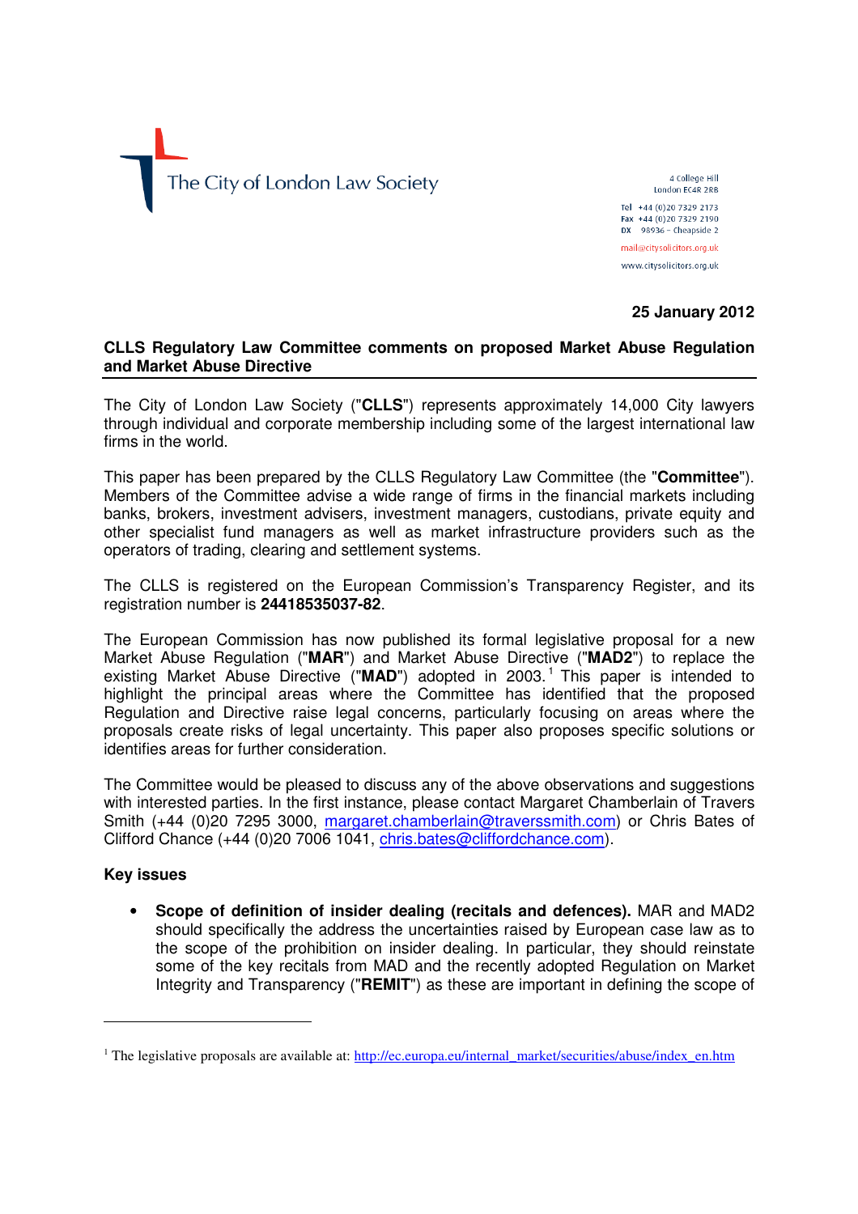The City of London Law Society

4 College Hill
London EC4R 2RB

Tel +44 (0)20 7329 2173
Fax +44 (0)20 7329 2190
DX 98936 – Cheapside 2

mail@citysolicitors.org.uk
www.citysolicitors.org.uk

**25 January 2012**

**CLLS Regulatory Law Committee comments on proposed Market Abuse Regulation and Market Abuse Directive**

The City of London Law Society ("**CLLS**") represents approximately 14,000 City lawyers through individual and corporate membership including some of the largest international law firms in the world.

This paper has been prepared by the CLLS Regulatory Law Committee (the "**Committee**"). Members of the Committee advise a wide range of firms in the financial markets including banks, brokers, investment advisers, investment managers, custodians, private equity and other specialist fund managers as well as market infrastructure providers such as the operators of trading, clearing and settlement systems.

The CLLS is registered on the European Commission's Transparency Register, and its registration number is **24418535037-82**.

The European Commission has now published its formal legislative proposal for a new Market Abuse Regulation ("**MAR**") and Market Abuse Directive ("**MAD2**") to replace the existing Market Abuse Directive ("**MAD**") adopted in 2003.[1] This paper is intended to highlight the principal areas where the Committee has identified that the proposed Regulation and Directive raise legal concerns, particularly focusing on areas where the proposals create risks of legal uncertainty. This paper also proposes specific solutions or identifies areas for further consideration.

The Committee would be pleased to discuss any of the above observations and suggestions with interested parties. In the first instance, please contact Margaret Chamberlain of Travers Smith (+44 (0)20 7295 3000, margaret.chamberlain@traverssmith.com) or Chris Bates of Clifford Chance (+44 (0)20 7006 1041, chris.bates@cliffordchance.com).

**Key issues**

- **Scope of definition of insider dealing (recitals and defences).** MAR and MAD2 should specifically the address the uncertainties raised by European case law as to the scope of the prohibition on insider dealing. In particular, they should reinstate some of the key recitals from MAD and the recently adopted Regulation on Market Integrity and Transparency ("**REMIT**") as these are important in defining the scope of

[1] The legislative proposals are available at: http://ec.europa.eu/internal_market/securities/abuse/index_en.htm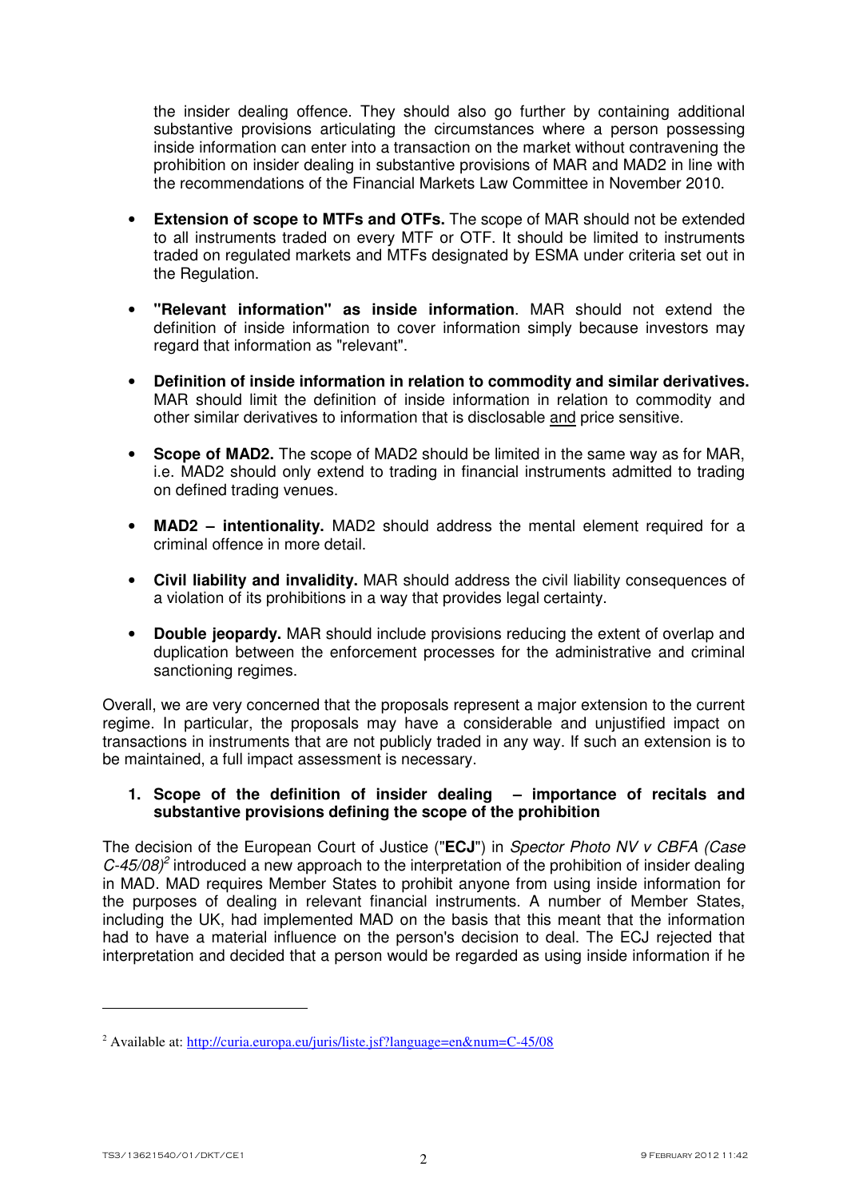the insider dealing offence. They should also go further by containing additional substantive provisions articulating the circumstances where a person possessing inside information can enter into a transaction on the market without contravening the prohibition on insider dealing in substantive provisions of MAR and MAD2 in line with the recommendations of the Financial Markets Law Committee in November 2010.

- **Extension of scope to MTFs and OTFs.** The scope of MAR should not be extended to all instruments traded on every MTF or OTF. It should be limited to instruments traded on regulated markets and MTFs designated by ESMA under criteria set out in the Regulation.
- **"Relevant information" as inside information**. MAR should not extend the definition of inside information to cover information simply because investors may regard that information as "relevant".
- **Definition of inside information in relation to commodity and similar derivatives.** MAR should limit the definition of inside information in relation to commodity and other similar derivatives to information that is disclosable and price sensitive.
- **Scope of MAD2.** The scope of MAD2 should be limited in the same way as for MAR, i.e. MAD2 should only extend to trading in financial instruments admitted to trading on defined trading venues.
- **MAD2 – intentionality.** MAD2 should address the mental element required for a criminal offence in more detail.
- **Civil liability and invalidity.** MAR should address the civil liability consequences of a violation of its prohibitions in a way that provides legal certainty.
- **Double jeopardy.** MAR should include provisions reducing the extent of overlap and duplication between the enforcement processes for the administrative and criminal sanctioning regimes.

Overall, we are very concerned that the proposals represent a major extension to the current regime. In particular, the proposals may have a considerable and unjustified impact on transactions in instruments that are not publicly traded in any way. If such an extension is to be maintained, a full impact assessment is necessary.

## 1. Scope of the definition of insider dealing – importance of recitals and substantive provisions defining the scope of the prohibition

The decision of the European Court of Justice ("**ECJ**") in *Spector Photo NV v CBFA (Case C-45/08)*[2] introduced a new approach to the interpretation of the prohibition of insider dealing in MAD. MAD requires Member States to prohibit anyone from using inside information for the purposes of dealing in relevant financial instruments. A number of Member States, including the UK, had implemented MAD on the basis that this meant that the information had to have a material influence on the person's decision to deal. The ECJ rejected that interpretation and decided that a person would be regarded as using inside information if he

[2] Available at: http://curia.europa.eu/juris/liste.jsf?language=en&num=C-45/08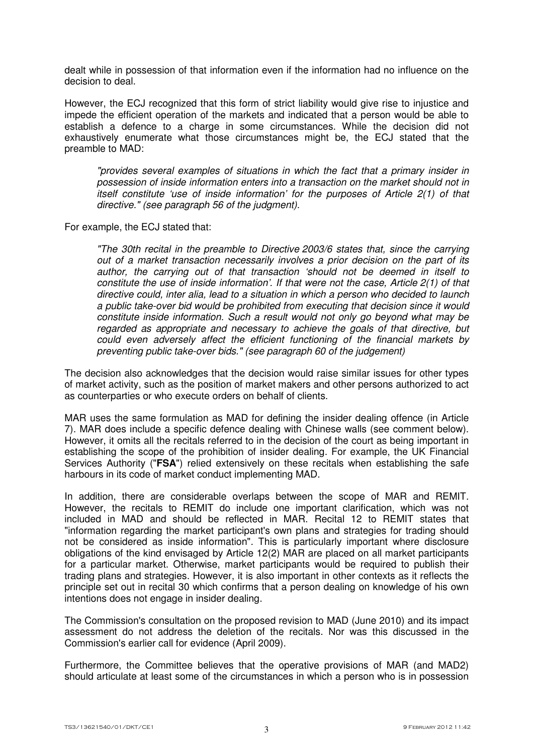dealt while in possession of that information even if the information had no influence on the decision to deal.

However, the ECJ recognized that this form of strict liability would give rise to injustice and impede the efficient operation of the markets and indicated that a person would be able to establish a defence to a charge in some circumstances. While the decision did not exhaustively enumerate what those circumstances might be, the ECJ stated that the preamble to MAD:

> *"provides several examples of situations in which the fact that a primary insider in possession of inside information enters into a transaction on the market should not in itself constitute 'use of inside information' for the purposes of Article 2(1) of that directive." (see paragraph 56 of the judgment).*

For example, the ECJ stated that:

> *"The 30th recital in the preamble to Directive 2003/6 states that, since the carrying out of a market transaction necessarily involves a prior decision on the part of its author, the carrying out of that transaction 'should not be deemed in itself to constitute the use of inside information'. If that were not the case, Article 2(1) of that directive could, inter alia, lead to a situation in which a person who decided to launch a public take-over bid would be prohibited from executing that decision since it would constitute inside information. Such a result would not only go beyond what may be regarded as appropriate and necessary to achieve the goals of that directive, but could even adversely affect the efficient functioning of the financial markets by preventing public take-over bids." (see paragraph 60 of the judgement)*

The decision also acknowledges that the decision would raise similar issues for other types of market activity, such as the position of market makers and other persons authorized to act as counterparties or who execute orders on behalf of clients.

MAR uses the same formulation as MAD for defining the insider dealing offence (in Article 7). MAR does include a specific defence dealing with Chinese walls (see comment below). However, it omits all the recitals referred to in the decision of the court as being important in establishing the scope of the prohibition of insider dealing. For example, the UK Financial Services Authority ("**FSA**") relied extensively on these recitals when establishing the safe harbours in its code of market conduct implementing MAD.

In addition, there are considerable overlaps between the scope of MAR and REMIT. However, the recitals to REMIT do include one important clarification, which was not included in MAD and should be reflected in MAR. Recital 12 to REMIT states that "information regarding the market participant's own plans and strategies for trading should not be considered as inside information". This is particularly important where disclosure obligations of the kind envisaged by Article 12(2) MAR are placed on all market participants for a particular market. Otherwise, market participants would be required to publish their trading plans and strategies. However, it is also important in other contexts as it reflects the principle set out in recital 30 which confirms that a person dealing on knowledge of his own intentions does not engage in insider dealing.

The Commission's consultation on the proposed revision to MAD (June 2010) and its impact assessment do not address the deletion of the recitals. Nor was this discussed in the Commission's earlier call for evidence (April 2009).

Furthermore, the Committee believes that the operative provisions of MAR (and MAD2) should articulate at least some of the circumstances in which a person who is in possession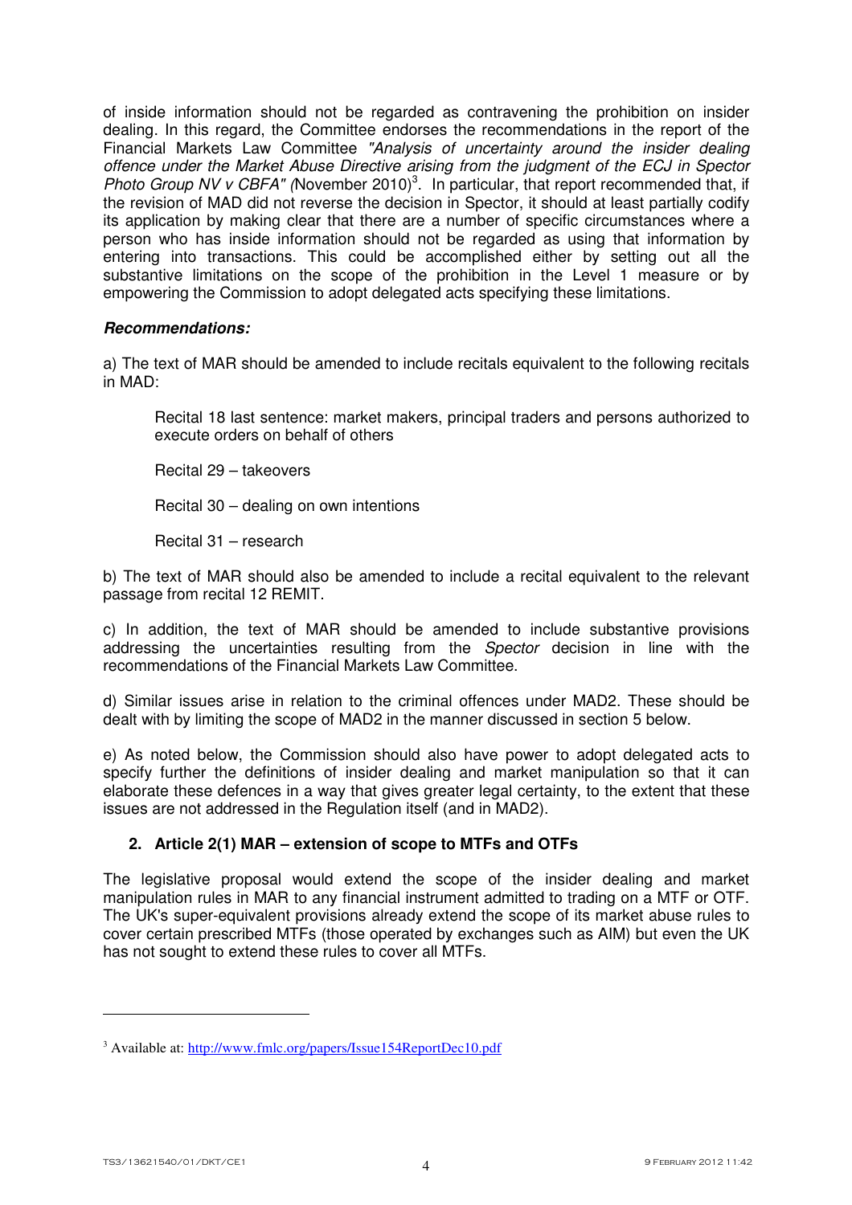of inside information should not be regarded as contravening the prohibition on insider dealing. In this regard, the Committee endorses the recommendations in the report of the Financial Markets Law Committee *"Analysis of uncertainty around the insider dealing offence under the Market Abuse Directive arising from the judgment of the ECJ in Spector Photo Group NV v CBFA" (*November 2010)[3]. In particular, that report recommended that, if the revision of MAD did not reverse the decision in Spector, it should at least partially codify its application by making clear that there are a number of specific circumstances where a person who has inside information should not be regarded as using that information by entering into transactions. This could be accomplished either by setting out all the substantive limitations on the scope of the prohibition in the Level 1 measure or by empowering the Commission to adopt delegated acts specifying these limitations.

***Recommendations:***

a) The text of MAR should be amended to include recitals equivalent to the following recitals in MAD:

> Recital 18 last sentence: market makers, principal traders and persons authorized to execute orders on behalf of others
>
> Recital 29 – takeovers
>
> Recital 30 – dealing on own intentions
>
> Recital 31 – research

b) The text of MAR should also be amended to include a recital equivalent to the relevant passage from recital 12 REMIT.

c) In addition, the text of MAR should be amended to include substantive provisions addressing the uncertainties resulting from the *Spector* decision in line with the recommendations of the Financial Markets Law Committee.

d) Similar issues arise in relation to the criminal offences under MAD2. These should be dealt with by limiting the scope of MAD2 in the manner discussed in section 5 below.

e) As noted below, the Commission should also have power to adopt delegated acts to specify further the definitions of insider dealing and market manipulation so that it can elaborate these defences in a way that gives greater legal certainty, to the extent that these issues are not addressed in the Regulation itself (and in MAD2).

### 2. Article 2(1) MAR – extension of scope to MTFs and OTFs

The legislative proposal would extend the scope of the insider dealing and market manipulation rules in MAR to any financial instrument admitted to trading on a MTF or OTF. The UK's super-equivalent provisions already extend the scope of its market abuse rules to cover certain prescribed MTFs (those operated by exchanges such as AIM) but even the UK has not sought to extend these rules to cover all MTFs.

---

[3] Available at: http://www.fmlc.org/papers/Issue154ReportDec10.pdf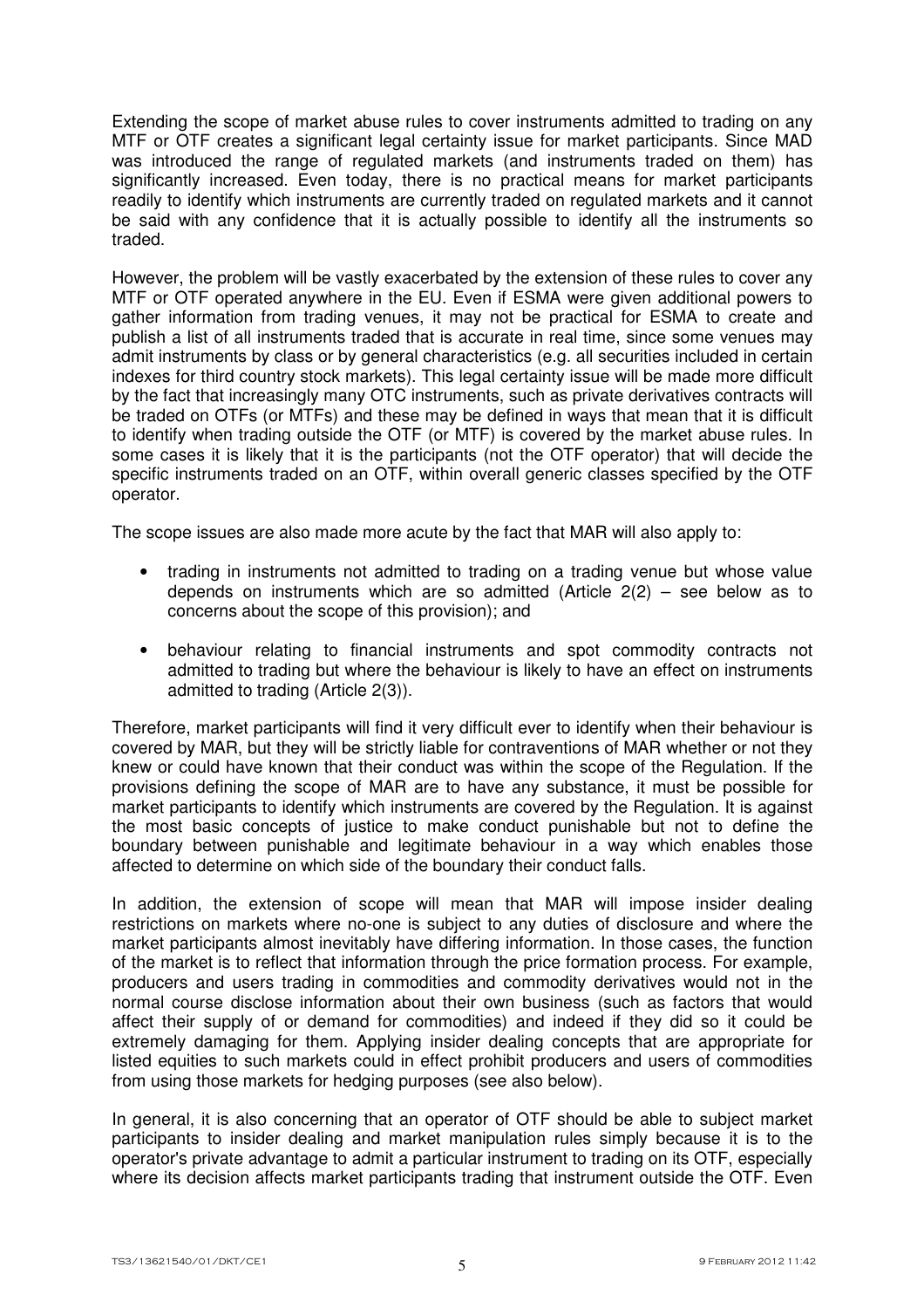Extending the scope of market abuse rules to cover instruments admitted to trading on any MTF or OTF creates a significant legal certainty issue for market participants. Since MAD was introduced the range of regulated markets (and instruments traded on them) has significantly increased. Even today, there is no practical means for market participants readily to identify which instruments are currently traded on regulated markets and it cannot be said with any confidence that it is actually possible to identify all the instruments so traded.

However, the problem will be vastly exacerbated by the extension of these rules to cover any MTF or OTF operated anywhere in the EU. Even if ESMA were given additional powers to gather information from trading venues, it may not be practical for ESMA to create and publish a list of all instruments traded that is accurate in real time, since some venues may admit instruments by class or by general characteristics (e.g. all securities included in certain indexes for third country stock markets). This legal certainty issue will be made more difficult by the fact that increasingly many OTC instruments, such as private derivatives contracts will be traded on OTFs (or MTFs) and these may be defined in ways that mean that it is difficult to identify when trading outside the OTF (or MTF) is covered by the market abuse rules. In some cases it is likely that it is the participants (not the OTF operator) that will decide the specific instruments traded on an OTF, within overall generic classes specified by the OTF operator.

The scope issues are also made more acute by the fact that MAR will also apply to:

- trading in instruments not admitted to trading on a trading venue but whose value depends on instruments which are so admitted (Article 2(2) – see below as to concerns about the scope of this provision); and
- behaviour relating to financial instruments and spot commodity contracts not admitted to trading but where the behaviour is likely to have an effect on instruments admitted to trading (Article 2(3)).

Therefore, market participants will find it very difficult ever to identify when their behaviour is covered by MAR, but they will be strictly liable for contraventions of MAR whether or not they knew or could have known that their conduct was within the scope of the Regulation. If the provisions defining the scope of MAR are to have any substance, it must be possible for market participants to identify which instruments are covered by the Regulation. It is against the most basic concepts of justice to make conduct punishable but not to define the boundary between punishable and legitimate behaviour in a way which enables those affected to determine on which side of the boundary their conduct falls.

In addition, the extension of scope will mean that MAR will impose insider dealing restrictions on markets where no-one is subject to any duties of disclosure and where the market participants almost inevitably have differing information. In those cases, the function of the market is to reflect that information through the price formation process. For example, producers and users trading in commodities and commodity derivatives would not in the normal course disclose information about their own business (such as factors that would affect their supply of or demand for commodities) and indeed if they did so it could be extremely damaging for them. Applying insider dealing concepts that are appropriate for listed equities to such markets could in effect prohibit producers and users of commodities from using those markets for hedging purposes (see also below).

In general, it is also concerning that an operator of OTF should be able to subject market participants to insider dealing and market manipulation rules simply because it is to the operator's private advantage to admit a particular instrument to trading on its OTF, especially where its decision affects market participants trading that instrument outside the OTF. Even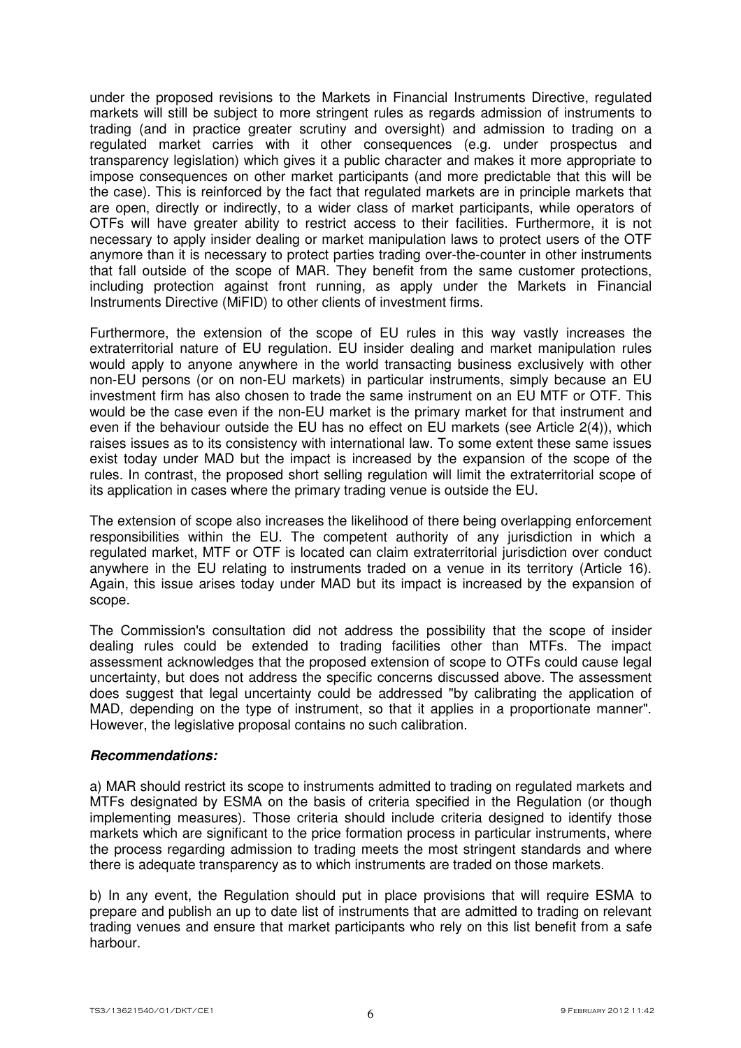under the proposed revisions to the Markets in Financial Instruments Directive, regulated markets will still be subject to more stringent rules as regards admission of instruments to trading (and in practice greater scrutiny and oversight) and admission to trading on a regulated market carries with it other consequences (e.g. under prospectus and transparency legislation) which gives it a public character and makes it more appropriate to impose consequences on other market participants (and more predictable that this will be the case). This is reinforced by the fact that regulated markets are in principle markets that are open, directly or indirectly, to a wider class of market participants, while operators of OTFs will have greater ability to restrict access to their facilities. Furthermore, it is not necessary to apply insider dealing or market manipulation laws to protect users of the OTF anymore than it is necessary to protect parties trading over-the-counter in other instruments that fall outside of the scope of MAR. They benefit from the same customer protections, including protection against front running, as apply under the Markets in Financial Instruments Directive (MiFID) to other clients of investment firms.

Furthermore, the extension of the scope of EU rules in this way vastly increases the extraterritorial nature of EU regulation. EU insider dealing and market manipulation rules would apply to anyone anywhere in the world transacting business exclusively with other non-EU persons (or on non-EU markets) in particular instruments, simply because an EU investment firm has also chosen to trade the same instrument on an EU MTF or OTF. This would be the case even if the non-EU market is the primary market for that instrument and even if the behaviour outside the EU has no effect on EU markets (see Article 2(4)), which raises issues as to its consistency with international law. To some extent these same issues exist today under MAD but the impact is increased by the expansion of the scope of the rules. In contrast, the proposed short selling regulation will limit the extraterritorial scope of its application in cases where the primary trading venue is outside the EU.

The extension of scope also increases the likelihood of there being overlapping enforcement responsibilities within the EU. The competent authority of any jurisdiction in which a regulated market, MTF or OTF is located can claim extraterritorial jurisdiction over conduct anywhere in the EU relating to instruments traded on a venue in its territory (Article 16). Again, this issue arises today under MAD but its impact is increased by the expansion of scope.

The Commission's consultation did not address the possibility that the scope of insider dealing rules could be extended to trading facilities other than MTFs. The impact assessment acknowledges that the proposed extension of scope to OTFs could cause legal uncertainty, but does not address the specific concerns discussed above. The assessment does suggest that legal uncertainty could be addressed "by calibrating the application of MAD, depending on the type of instrument, so that it applies in a proportionate manner". However, the legislative proposal contains no such calibration.

***Recommendations:***

a) MAR should restrict its scope to instruments admitted to trading on regulated markets and MTFs designated by ESMA on the basis of criteria specified in the Regulation (or though implementing measures). Those criteria should include criteria designed to identify those markets which are significant to the price formation process in particular instruments, where the process regarding admission to trading meets the most stringent standards and where there is adequate transparency as to which instruments are traded on those markets.

b) In any event, the Regulation should put in place provisions that will require ESMA to prepare and publish an up to date list of instruments that are admitted to trading on relevant trading venues and ensure that market participants who rely on this list benefit from a safe harbour.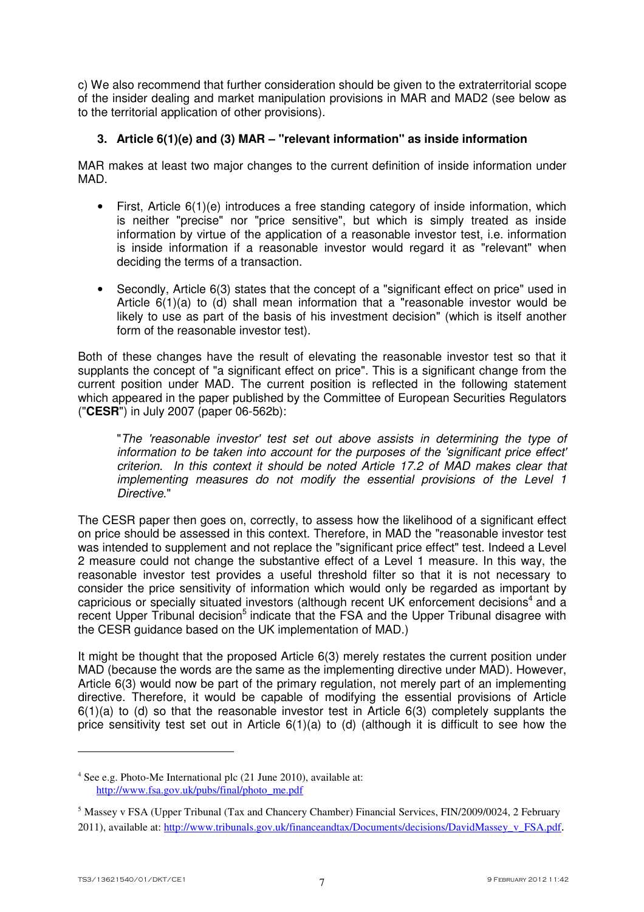c) We also recommend that further consideration should be given to the extraterritorial scope of the insider dealing and market manipulation provisions in MAR and MAD2 (see below as to the territorial application of other provisions).

### 3. Article 6(1)(e) and (3) MAR – "relevant information" as inside information

MAR makes at least two major changes to the current definition of inside information under MAD.

- First, Article 6(1)(e) introduces a free standing category of inside information, which is neither "precise" nor "price sensitive", but which is simply treated as inside information by virtue of the application of a reasonable investor test, i.e. information is inside information if a reasonable investor would regard it as "relevant" when deciding the terms of a transaction.
- Secondly, Article 6(3) states that the concept of a "significant effect on price" used in Article 6(1)(a) to (d) shall mean information that a "reasonable investor would be likely to use as part of the basis of his investment decision" (which is itself another form of the reasonable investor test).

Both of these changes have the result of elevating the reasonable investor test so that it supplants the concept of "a significant effect on price". This is a significant change from the current position under MAD. The current position is reflected in the following statement which appeared in the paper published by the Committee of European Securities Regulators ("**CESR**") in July 2007 (paper 06-562b):

> "*The 'reasonable investor' test set out above assists in determining the type of information to be taken into account for the purposes of the 'significant price effect' criterion. In this context it should be noted Article 17.2 of MAD makes clear that implementing measures do not modify the essential provisions of the Level 1 Directive*."

The CESR paper then goes on, correctly, to assess how the likelihood of a significant effect on price should be assessed in this context. Therefore, in MAD the "reasonable investor test was intended to supplement and not replace the "significant price effect" test. Indeed a Level 2 measure could not change the substantive effect of a Level 1 measure. In this way, the reasonable investor test provides a useful threshold filter so that it is not necessary to consider the price sensitivity of information which would only be regarded as important by capricious or specially situated investors (although recent UK enforcement decisions[4] and a recent Upper Tribunal decision[5] indicate that the FSA and the Upper Tribunal disagree with the CESR guidance based on the UK implementation of MAD.)

It might be thought that the proposed Article 6(3) merely restates the current position under MAD (because the words are the same as the implementing directive under MAD). However, Article 6(3) would now be part of the primary regulation, not merely part of an implementing directive. Therefore, it would be capable of modifying the essential provisions of Article 6(1)(a) to (d) so that the reasonable investor test in Article 6(3) completely supplants the price sensitivity test set out in Article 6(1)(a) to (d) (although it is difficult to see how the

---

[4] See e.g. Photo-Me International plc (21 June 2010), available at: http://www.fsa.gov.uk/pubs/final/photo_me.pdf

[5] Massey v FSA (Upper Tribunal (Tax and Chancery Chamber) Financial Services, FIN/2009/0024, 2 February 2011), available at: http://www.tribunals.gov.uk/financeandtax/Documents/decisions/DavidMassey_v_FSA.pdf.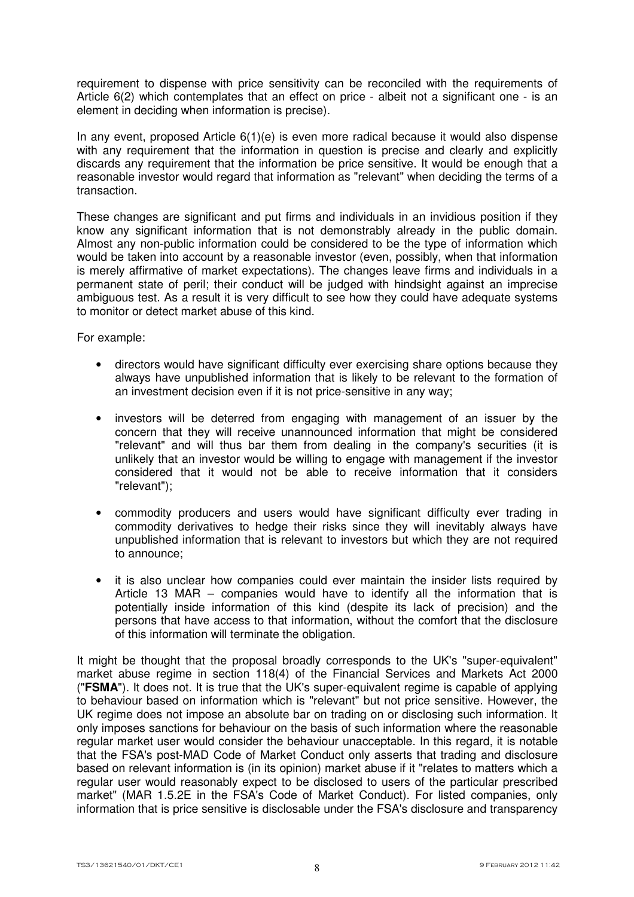requirement to dispense with price sensitivity can be reconciled with the requirements of Article 6(2) which contemplates that an effect on price - albeit not a significant one - is an element in deciding when information is precise).

In any event, proposed Article 6(1)(e) is even more radical because it would also dispense with any requirement that the information in question is precise and clearly and explicitly discards any requirement that the information be price sensitive. It would be enough that a reasonable investor would regard that information as "relevant" when deciding the terms of a transaction.

These changes are significant and put firms and individuals in an invidious position if they know any significant information that is not demonstrably already in the public domain. Almost any non-public information could be considered to be the type of information which would be taken into account by a reasonable investor (even, possibly, when that information is merely affirmative of market expectations). The changes leave firms and individuals in a permanent state of peril; their conduct will be judged with hindsight against an imprecise ambiguous test. As a result it is very difficult to see how they could have adequate systems to monitor or detect market abuse of this kind.

For example:

- directors would have significant difficulty ever exercising share options because they always have unpublished information that is likely to be relevant to the formation of an investment decision even if it is not price-sensitive in any way;
- investors will be deterred from engaging with management of an issuer by the concern that they will receive unannounced information that might be considered "relevant" and will thus bar them from dealing in the company's securities (it is unlikely that an investor would be willing to engage with management if the investor considered that it would not be able to receive information that it considers "relevant");
- commodity producers and users would have significant difficulty ever trading in commodity derivatives to hedge their risks since they will inevitably always have unpublished information that is relevant to investors but which they are not required to announce;
- it is also unclear how companies could ever maintain the insider lists required by Article 13 MAR – companies would have to identify all the information that is potentially inside information of this kind (despite its lack of precision) and the persons that have access to that information, without the comfort that the disclosure of this information will terminate the obligation.

It might be thought that the proposal broadly corresponds to the UK's "super-equivalent" market abuse regime in section 118(4) of the Financial Services and Markets Act 2000 ("**FSMA**"). It does not. It is true that the UK's super-equivalent regime is capable of applying to behaviour based on information which is "relevant" but not price sensitive. However, the UK regime does not impose an absolute bar on trading on or disclosing such information. It only imposes sanctions for behaviour on the basis of such information where the reasonable regular market user would consider the behaviour unacceptable. In this regard, it is notable that the FSA's post-MAD Code of Market Conduct only asserts that trading and disclosure based on relevant information is (in its opinion) market abuse if it "relates to matters which a regular user would reasonably expect to be disclosed to users of the particular prescribed market" (MAR 1.5.2E in the FSA's Code of Market Conduct). For listed companies, only information that is price sensitive is disclosable under the FSA's disclosure and transparency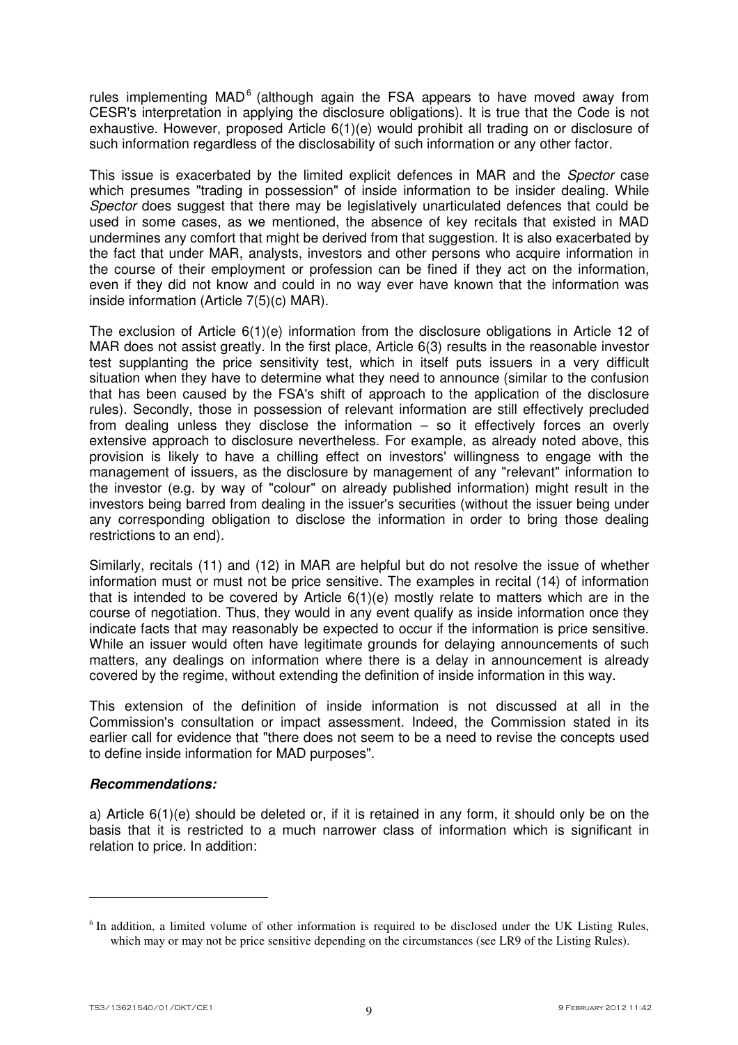rules implementing MAD[6] (although again the FSA appears to have moved away from CESR's interpretation in applying the disclosure obligations). It is true that the Code is not exhaustive. However, proposed Article 6(1)(e) would prohibit all trading on or disclosure of such information regardless of the disclosability of such information or any other factor.

This issue is exacerbated by the limited explicit defences in MAR and the *Spector* case which presumes "trading in possession" of inside information to be insider dealing. While *Spector* does suggest that there may be legislatively unarticulated defences that could be used in some cases, as we mentioned, the absence of key recitals that existed in MAD undermines any comfort that might be derived from that suggestion. It is also exacerbated by the fact that under MAR, analysts, investors and other persons who acquire information in the course of their employment or profession can be fined if they act on the information, even if they did not know and could in no way ever have known that the information was inside information (Article 7(5)(c) MAR).

The exclusion of Article 6(1)(e) information from the disclosure obligations in Article 12 of MAR does not assist greatly. In the first place, Article 6(3) results in the reasonable investor test supplanting the price sensitivity test, which in itself puts issuers in a very difficult situation when they have to determine what they need to announce (similar to the confusion that has been caused by the FSA's shift of approach to the application of the disclosure rules). Secondly, those in possession of relevant information are still effectively precluded from dealing unless they disclose the information – so it effectively forces an overly extensive approach to disclosure nevertheless. For example, as already noted above, this provision is likely to have a chilling effect on investors' willingness to engage with the management of issuers, as the disclosure by management of any "relevant" information to the investor (e.g. by way of "colour" on already published information) might result in the investors being barred from dealing in the issuer's securities (without the issuer being under any corresponding obligation to disclose the information in order to bring those dealing restrictions to an end).

Similarly, recitals (11) and (12) in MAR are helpful but do not resolve the issue of whether information must or must not be price sensitive. The examples in recital (14) of information that is intended to be covered by Article 6(1)(e) mostly relate to matters which are in the course of negotiation. Thus, they would in any event qualify as inside information once they indicate facts that may reasonably be expected to occur if the information is price sensitive. While an issuer would often have legitimate grounds for delaying announcements of such matters, any dealings on information where there is a delay in announcement is already covered by the regime, without extending the definition of inside information in this way.

This extension of the definition of inside information is not discussed at all in the Commission's consultation or impact assessment. Indeed, the Commission stated in its earlier call for evidence that "there does not seem to be a need to revise the concepts used to define inside information for MAD purposes".

***Recommendations:***

a) Article 6(1)(e) should be deleted or, if it is retained in any form, it should only be on the basis that it is restricted to a much narrower class of information which is significant in relation to price. In addition:

---

[6] In addition, a limited volume of other information is required to be disclosed under the UK Listing Rules, which may or may not be price sensitive depending on the circumstances (see LR9 of the Listing Rules).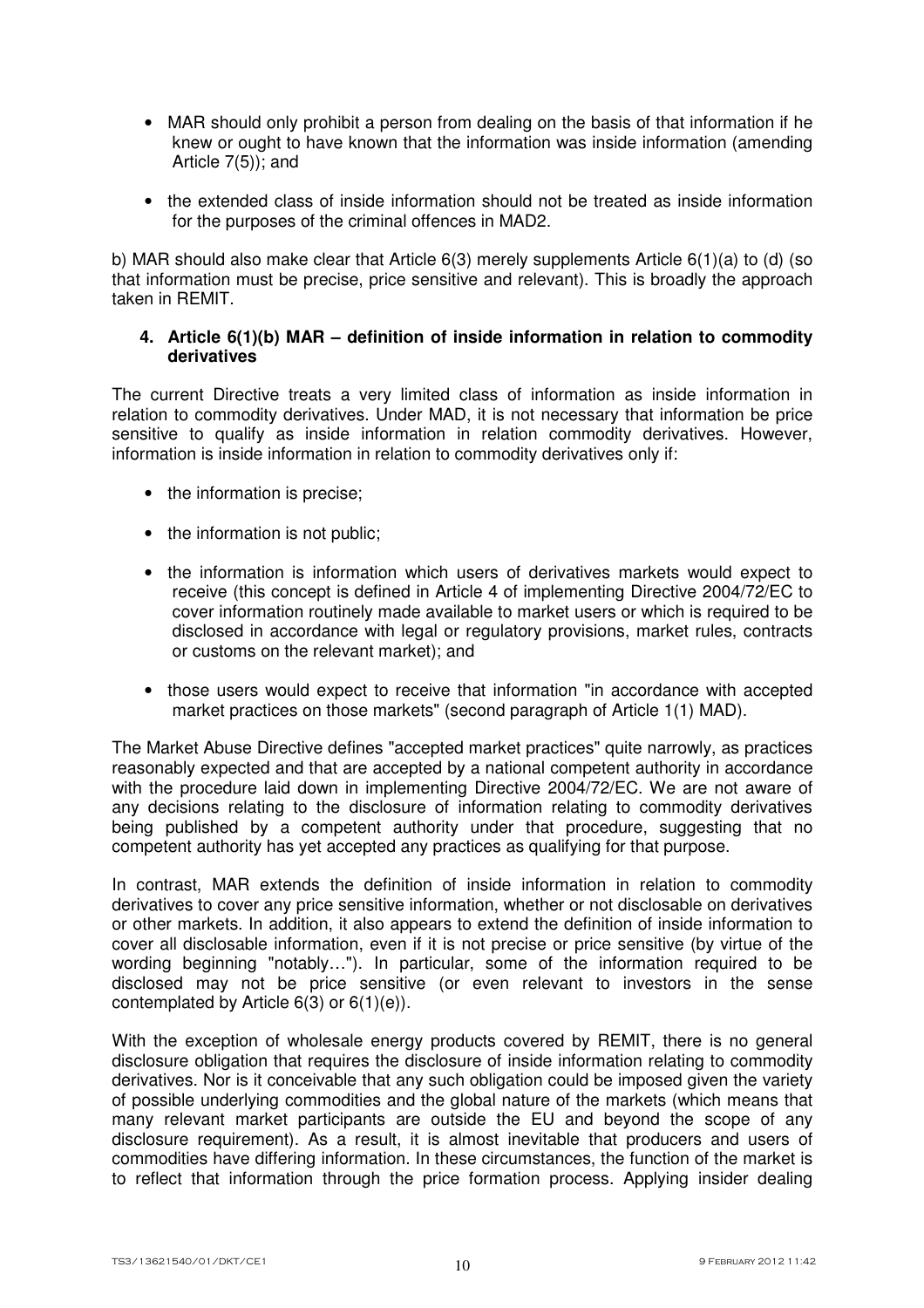- MAR should only prohibit a person from dealing on the basis of that information if he knew or ought to have known that the information was inside information (amending Article 7(5)); and

- the extended class of inside information should not be treated as inside information for the purposes of the criminal offences in MAD2.

b) MAR should also make clear that Article 6(3) merely supplements Article 6(1)(a) to (d) (so that information must be precise, price sensitive and relevant). This is broadly the approach taken in REMIT.

#### 4. Article 6(1)(b) MAR – definition of inside information in relation to commodity derivatives

The current Directive treats a very limited class of information as inside information in relation to commodity derivatives. Under MAD, it is not necessary that information be price sensitive to qualify as inside information in relation commodity derivatives. However, information is inside information in relation to commodity derivatives only if:

- the information is precise;

- the information is not public;

- the information is information which users of derivatives markets would expect to receive (this concept is defined in Article 4 of implementing Directive 2004/72/EC to cover information routinely made available to market users or which is required to be disclosed in accordance with legal or regulatory provisions, market rules, contracts or customs on the relevant market); and

- those users would expect to receive that information "in accordance with accepted market practices on those markets" (second paragraph of Article 1(1) MAD).

The Market Abuse Directive defines "accepted market practices" quite narrowly, as practices reasonably expected and that are accepted by a national competent authority in accordance with the procedure laid down in implementing Directive 2004/72/EC. We are not aware of any decisions relating to the disclosure of information relating to commodity derivatives being published by a competent authority under that procedure, suggesting that no competent authority has yet accepted any practices as qualifying for that purpose.

In contrast, MAR extends the definition of inside information in relation to commodity derivatives to cover any price sensitive information, whether or not disclosable on derivatives or other markets. In addition, it also appears to extend the definition of inside information to cover all disclosable information, even if it is not precise or price sensitive (by virtue of the wording beginning "notably…"). In particular, some of the information required to be disclosed may not be price sensitive (or even relevant to investors in the sense contemplated by Article 6(3) or 6(1)(e)).

With the exception of wholesale energy products covered by REMIT, there is no general disclosure obligation that requires the disclosure of inside information relating to commodity derivatives. Nor is it conceivable that any such obligation could be imposed given the variety of possible underlying commodities and the global nature of the markets (which means that many relevant market participants are outside the EU and beyond the scope of any disclosure requirement). As a result, it is almost inevitable that producers and users of commodities have differing information. In these circumstances, the function of the market is to reflect that information through the price formation process. Applying insider dealing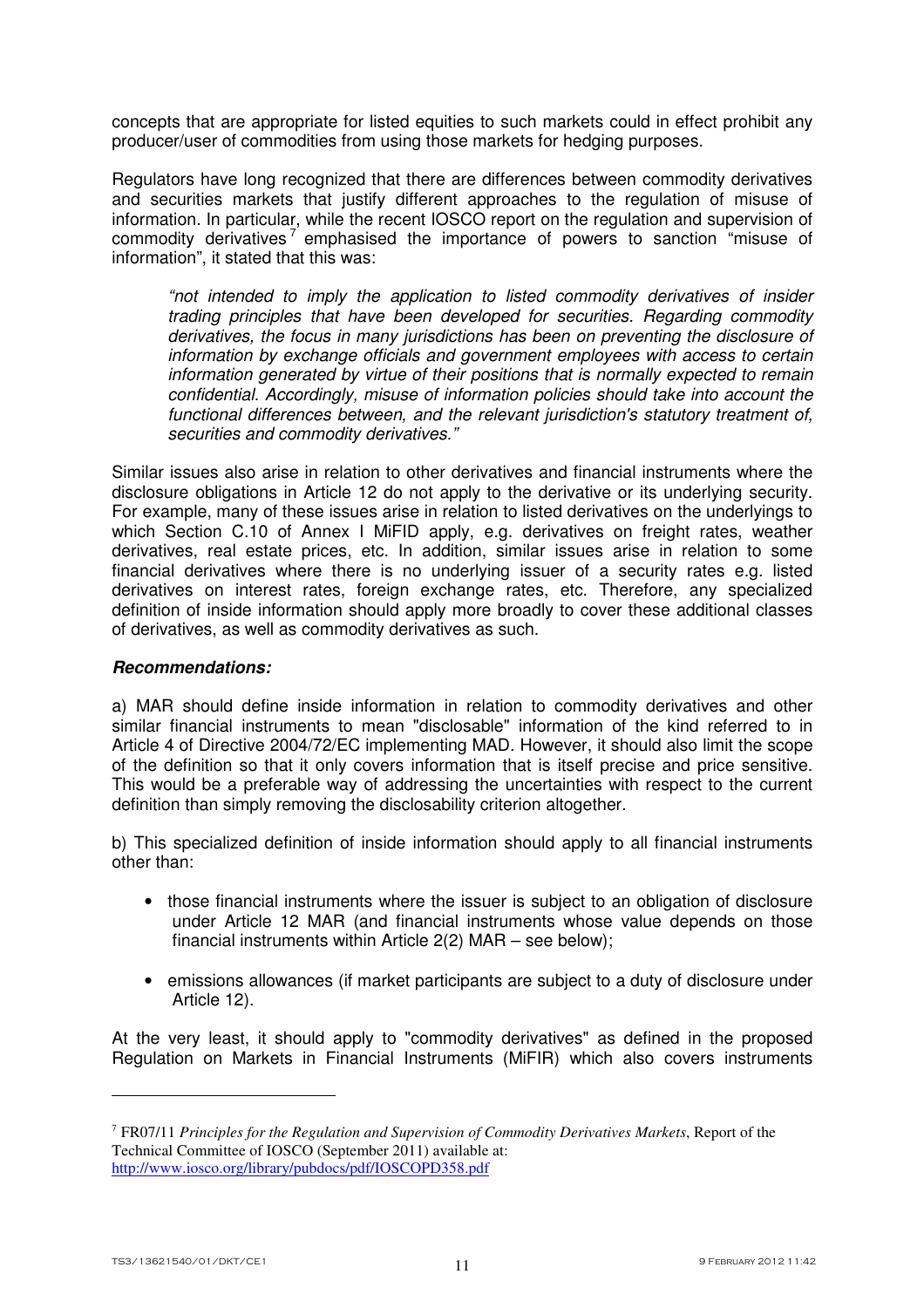concepts that are appropriate for listed equities to such markets could in effect prohibit any producer/user of commodities from using those markets for hedging purposes.

Regulators have long recognized that there are differences between commodity derivatives and securities markets that justify different approaches to the regulation of information. In particular, while the recent IOSCO report on the regulation and supervision of commodity derivatives[7] emphasised the importance of powers to sanction "misuse of information", it stated that this was:

> *"not intended to imply the application to listed commodity derivatives of insider trading principles that have been developed for securities. Regarding commodity derivatives, the focus in many jurisdictions has been on preventing the disclosure of information by exchange officials and government employees with access to certain information generated by virtue of their positions that is normally expected to remain confidential. Accordingly, misuse of information policies should take into account the functional differences between, and the relevant jurisdiction's statutory treatment of, securities and commodity derivatives."*

Similar issues also arise in relation to other derivatives and financial instruments where the disclosure obligations in Article 12 do not apply to the derivative or its underlying security. For example, many of these issues arise in relation to listed derivatives on the underlyings to which Section C.10 of Annex I MiFID apply, e.g. derivatives on freight rates, weather derivatives, real estate prices, etc. In addition, similar issues arise in relation to some financial derivatives where there is no underlying issuer of a security rates e.g. listed derivatives on interest rates, foreign exchange rates, etc. Therefore, any specialized definition of inside information should apply more broadly to cover these additional classes of derivatives, as well as commodity derivatives as such.

***Recommendations:***

a) MAR should define inside information in relation to commodity derivatives and other similar financial instruments to mean "disclosable" information of the kind referred to in Article 4 of Directive 2004/72/EC implementing MAD. However, it should also limit the scope of the definition so that it only covers information that is itself precise and price sensitive. This would be a preferable way of addressing the uncertainties with respect to the current definition than simply removing the disclosability criterion altogether.

b) This specialized definition of inside information should apply to all financial instruments other than:

- those financial instruments where the issuer is subject to an obligation of disclosure under Article 12 MAR (and financial instruments whose value depends on those financial instruments within Article 2(2) MAR – see below);
- emissions allowances (if market participants are subject to a duty of disclosure under Article 12).

At the very least, it should apply to "commodity derivatives" as defined in the proposed Regulation on Markets in Financial Instruments (MiFIR) which also covers instruments

---

[7] FR07/11 *Principles for the Regulation and Supervision of Commodity Derivatives Markets*, Report of the Technical Committee of IOSCO (September 2011) available at: http://www.iosco.org/library/pubdocs/pdf/IOSCOPD358.pdf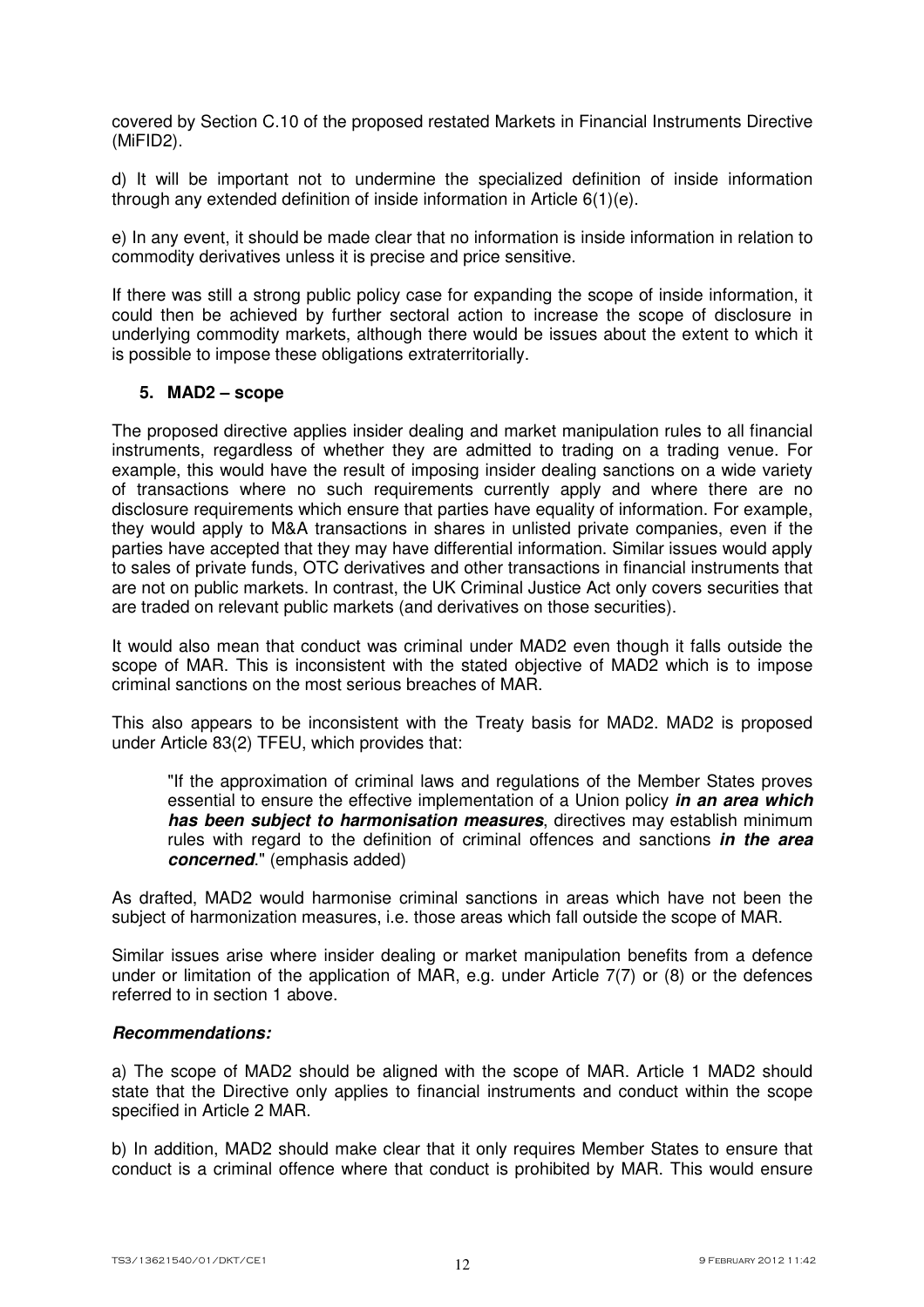covered by Section C.10 of the proposed restated Markets in Financial Instruments Directive (MiFID2).

d) It will be important not to undermine the specialized definition of inside information through any extended definition of inside information in Article 6(1)(e).

e) In any event, it should be made clear that no information is inside information in relation to commodity derivatives unless it is precise and price sensitive.

If there was still a strong public policy case for expanding the scope of inside information, it could then be achieved by further sectoral action to increase the scope of disclosure in underlying commodity markets, although there would be issues about the extent to which it is possible to impose these obligations extraterritorially.

## 5. MAD2 – scope

The proposed directive applies insider dealing and market manipulation rules to all financial instruments, regardless of whether they are admitted to trading on a trading venue. For example, this would have the result of imposing insider dealing sanctions on a wide variety of transactions where no such requirements currently apply and where there are no disclosure requirements which ensure that parties have equality of information. For example, they would apply to M&A transactions in shares in unlisted private companies, even if the parties have accepted that they may have differential information. Similar issues would apply to sales of private funds, OTC derivatives and other transactions in financial instruments that are not on public markets. In contrast, the UK Criminal Justice Act only covers securities that are traded on relevant public markets (and derivatives on those securities).

It would also mean that conduct was criminal under MAD2 even though it falls outside the scope of MAR. This is inconsistent with the stated objective of MAD2 which is to impose criminal sanctions on the most serious breaches of MAR.

This also appears to be inconsistent with the Treaty basis for MAD2. MAD2 is proposed under Article 83(2) TFEU, which provides that:

> "If the approximation of criminal laws and regulations of the Member States proves essential to ensure the effective implementation of a Union policy ***in an area which has been subject to harmonisation measures***, directives may establish minimum rules with regard to the definition of criminal offences and sanctions ***in the area concerned***." (emphasis added)

As drafted, MAD2 would harmonise criminal sanctions in areas which have not been the subject of harmonization measures, i.e. those areas which fall outside the scope of MAR.

Similar issues arise where insider dealing or market manipulation benefits from a defence under or limitation of the application of MAR, e.g. under Article 7(7) or (8) or the defences referred to in section 1 above.

***Recommendations:***

a) The scope of MAD2 should be aligned with the scope of MAR. Article 1 MAD2 should state that the Directive only applies to financial instruments and conduct within the scope specified in Article 2 MAR.

b) In addition, MAD2 should make clear that it only requires Member States to ensure that conduct is a criminal offence where that conduct is prohibited by MAR. This would ensure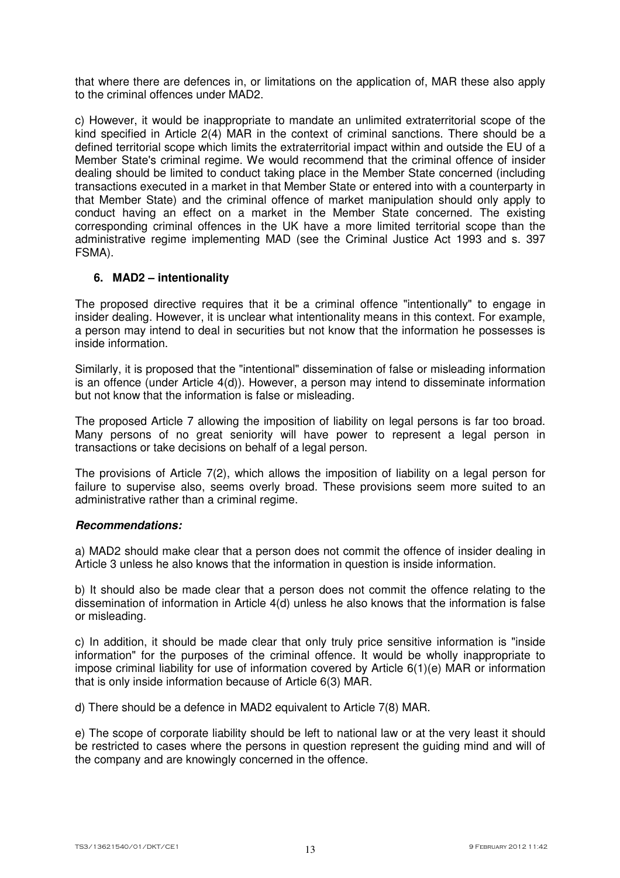that where there are defences in, or limitations on the application of, MAR these also apply to the criminal offences under MAD2.

c) However, it would be inappropriate to mandate an unlimited extraterritorial scope of the kind specified in Article 2(4) MAR in the context of criminal sanctions. There should be a defined territorial scope which limits the extraterritorial impact within and outside the EU of a Member State's criminal regime. We would recommend that the criminal offence of insider dealing should be limited to conduct taking place in the Member State concerned (including transactions executed in a market in that Member State or entered into with a counterparty in that Member State) and the criminal offence of market manipulation should only apply to conduct having an effect on a market in the Member State concerned. The existing corresponding criminal offences in the UK have a more limited territorial scope than the administrative regime implementing MAD (see the Criminal Justice Act 1993 and s. 397 FSMA).

### 6. MAD2 – intentionality

The proposed directive requires that it be a criminal offence "intentionally" to engage in insider dealing. However, it is unclear what intentionality means in this context. For example, a person may intend to deal in securities but not know that the information he possesses is inside information.

Similarly, it is proposed that the "intentional" dissemination of false or misleading information is an offence (under Article 4(d)). However, a person may intend to disseminate information but not know that the information is false or misleading.

The proposed Article 7 allowing the imposition of liability on legal persons is far too broad. Many persons of no great seniority will have power to represent a legal person in transactions or take decisions on behalf of a legal person.

The provisions of Article 7(2), which allows the imposition of liability on a legal person for failure to supervise also, seems overly broad. These provisions seem more suited to an administrative rather than a criminal regime.

***Recommendations:***

a) MAD2 should make clear that a person does not commit the offence of insider dealing in Article 3 unless he also knows that the information in question is inside information.

b) It should also be made clear that a person does not commit the offence relating to the dissemination of information in Article 4(d) unless he also knows that the information is false or misleading.

c) In addition, it should be made clear that only truly price sensitive information is "inside information" for the purposes of the criminal offence. It would be wholly inappropriate to impose criminal liability for use of information covered by Article 6(1)(e) MAR or information that is only inside information because of Article 6(3) MAR.

d) There should be a defence in MAD2 equivalent to Article 7(8) MAR.

e) The scope of corporate liability should be left to national law or at the very least it should be restricted to cases where the persons in question represent the guiding mind and will of the company and are knowingly concerned in the offence.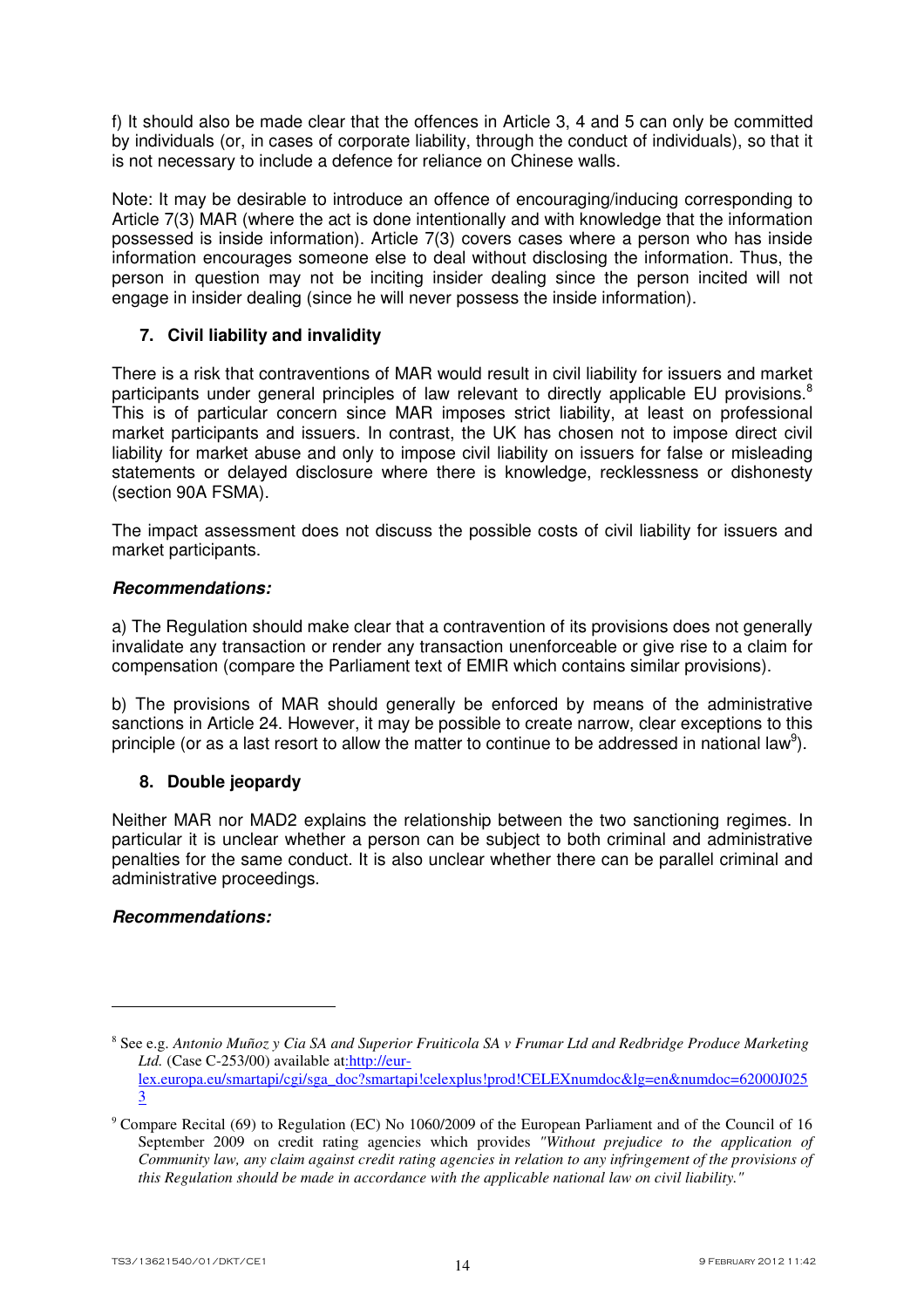f) It should also be made clear that the offences in Article 3, 4 and 5 can only be committed by individuals (or, in cases of corporate liability, through the conduct of individuals), so that it is not necessary to include a defence for reliance on Chinese walls.

Note: It may be desirable to introduce an offence of encouraging/inducing corresponding to Article 7(3) MAR (where the act is done intentionally and with knowledge that the information possessed is inside information). Article 7(3) covers cases where a person who has inside information encourages someone else to deal without disclosing the information. Thus, the person in question may not be inciting insider dealing since the person incited will not engage in insider dealing (since he will never possess the inside information).

## 7. Civil liability and invalidity

There is a risk that contraventions of MAR would result in civil liability for issuers and market participants under general principles of law relevant to directly applicable EU provisions.[8] This is of particular concern since MAR imposes strict liability, at least on professional market participants and issuers. In contrast, the UK has chosen not to impose direct civil liability for market abuse and only to impose civil liability on issuers for false or misleading statements or delayed disclosure where there is knowledge, recklessness or dishonesty (section 90A FSMA).

The impact assessment does not discuss the possible costs of civil liability for issuers and market participants.

***Recommendations:***

a) The Regulation should make clear that a contravention of its provisions does not generally invalidate any transaction or render any transaction unenforceable or give rise to a claim for compensation (compare the Parliament text of EMIR which contains similar provisions).

b) The provisions of MAR should generally be enforced by means of the administrative sanctions in Article 24. However, it may be possible to create narrow, clear exceptions to this principle (or as a last resort to allow the matter to continue to be addressed in national law[9]).

## 8. Double jeopardy

Neither MAR nor MAD2 explains the relationship between the two sanctioning regimes. In particular it is unclear whether a person can be subject to both criminal and administrative penalties for the same conduct. It is also unclear whether there can be parallel criminal and administrative proceedings.

***Recommendations:***

---

[8] See e.g. *Antonio Muñoz y Cia SA and Superior Fruiticola SA v Frumar Ltd and Redbridge Produce Marketing Ltd.* (Case C-253/00) available at: http://eur-lex.europa.eu/smartapi/cgi/sga_doc?smartapi!celexplus!prod!CELEXnumdoc&lg=en&numdoc=62000J0253

[9] Compare Recital (69) to Regulation (EC) No 1060/2009 of the European Parliament and of the Council of 16 September 2009 on credit rating agencies which provides *"Without prejudice to the application of Community law, any claim against credit rating agencies in relation to any infringement of the provisions of this Regulation should be made in accordance with the applicable national law on civil liability."*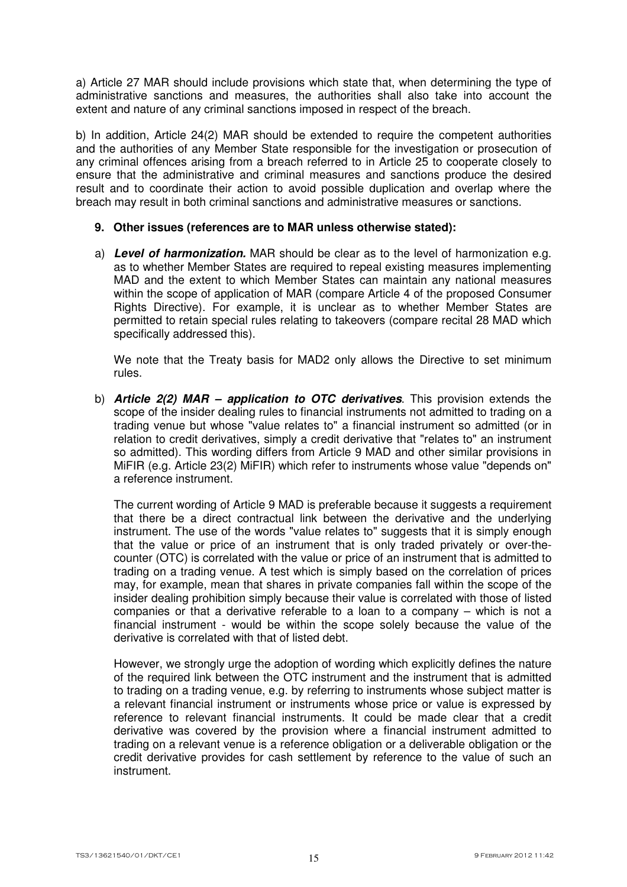a) Article 27 MAR should include provisions which state that, when determining the type of administrative sanctions and measures, the authorities shall also take into account the extent and nature of any criminal sanctions imposed in respect of the breach.

b) In addition, Article 24(2) MAR should be extended to require the competent authorities and the authorities of any Member State responsible for the investigation or prosecution of any criminal offences arising from a breach referred to in Article 25 to cooperate closely to ensure that the administrative and criminal measures and sanctions produce the desired result and to coordinate their action to avoid possible duplication and overlap where the breach may result in both criminal sanctions and administrative measures or sanctions.

## 9. Other issues (references are to MAR unless otherwise stated):

a) ***Level of harmonization.*** MAR should be clear as to the level of harmonization e.g. as to whether Member States are required to repeal existing measures implementing MAD and the extent to which Member States can maintain any national measures within the scope of application of MAR (compare Article 4 of the proposed Consumer Rights Directive). For example, it is unclear as to whether Member States are permitted to retain special rules relating to takeovers (compare recital 28 MAD which specifically addressed this).

   We note that the Treaty basis for MAD2 only allows the Directive to set minimum rules.

b) ***Article 2(2) MAR – application to OTC derivatives***. This provision extends the scope of the insider dealing rules to financial instruments not admitted to trading on a trading venue but whose "value relates to" a financial instrument so admitted (or in relation to credit derivatives, simply a credit derivative that "relates to" an instrument so admitted). This wording differs from Article 9 MAD and other similar provisions in MiFIR (e.g. Article 23(2) MiFIR) which refer to instruments whose value "depends on" a reference instrument.

   The current wording of Article 9 MAD is preferable because it suggests a requirement that there be a direct contractual link between the derivative and the underlying instrument. The use of the words "value relates to" suggests that it is simply enough that the value or price of an instrument that is only traded privately or over-the-counter (OTC) is correlated with the value or price of an instrument that is admitted to trading on a trading venue. A test which is simply based on the correlation of prices may, for example, mean that shares in private companies fall within the scope of the insider dealing prohibition simply because their value is correlated with those of listed companies or that a derivative referable to a loan to a company – which is not a financial instrument - would be within the scope solely because the value of the derivative is correlated with that of listed debt.

   However, we strongly urge the adoption of wording which explicitly defines the nature of the required link between the OTC instrument and the instrument that is admitted to trading on a trading venue, e.g. by referring to instruments whose subject matter is a relevant financial instrument or instruments whose price or value is expressed by reference to relevant financial instruments. It could be made clear that a credit derivative was covered by the provision where a financial instrument admitted to trading on a relevant venue is a reference obligation or a deliverable obligation or the credit derivative provides for cash settlement by reference to the value of such an instrument.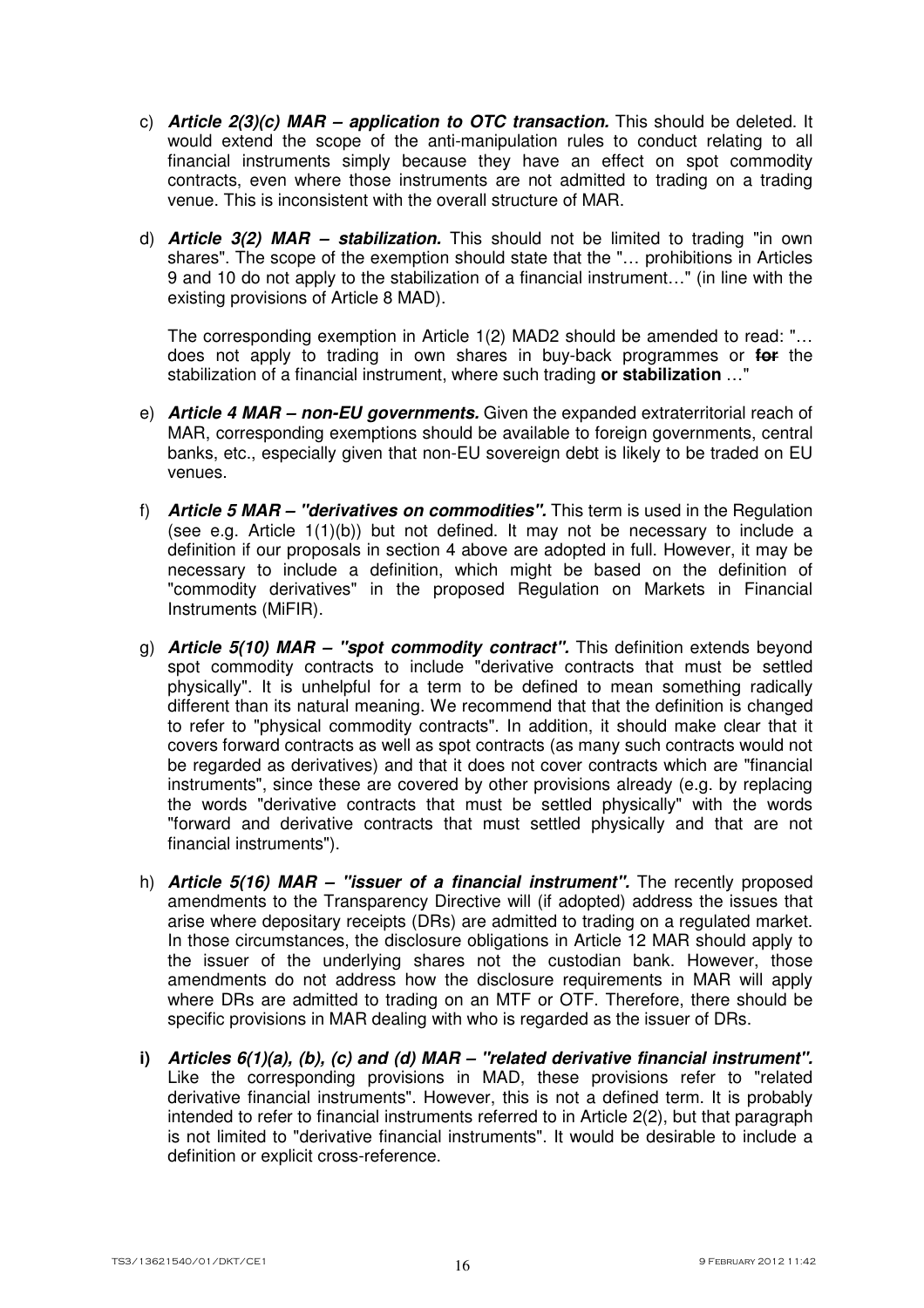c) ***Article 2(3)(c) MAR – application to OTC transaction.*** This should be deleted. It would extend the scope of the anti-manipulation rules to conduct relating to all financial instruments simply because they have an effect on spot commodity contracts, even where those instruments are not admitted to trading on a trading venue. This is inconsistent with the overall structure of MAR.

d) ***Article 3(2) MAR – stabilization.*** This should not be limited to trading "in own shares". The scope of the exemption should state that the "… prohibitions in Articles 9 and 10 do not apply to the stabilization of a financial instrument…" (in line with the existing provisions of Article 8 MAD).

   The corresponding exemption in Article 1(2) MAD2 should be amended to read: "… does not apply to trading in own shares in buy-back programmes or ~~**for**~~ the stabilization of a financial instrument, where such trading **or stabilization** …"

e) ***Article 4 MAR – non-EU governments.*** Given the expanded extraterritorial reach of MAR, corresponding exemptions should be available to foreign governments, central banks, etc., especially given that non-EU sovereign debt is likely to be traded on EU venues.

f) ***Article 5 MAR – "derivatives on commodities".*** This term is used in the Regulation (see e.g. Article 1(1)(b)) but not defined. It may not be necessary to include a definition if our proposals in section 4 above are adopted in full. However, it may be necessary to include a definition, which might be based on the definition of "commodity derivatives" in the proposed Regulation on Markets in Financial Instruments (MiFIR).

g) ***Article 5(10) MAR – "spot commodity contract".*** This definition extends beyond spot commodity contracts to include "derivative contracts that must be settled physically". It is unhelpful for a term to be defined to mean something radically different than its natural meaning. We recommend that that the definition is changed to refer to "physical commodity contracts". In addition, it should make clear that it covers forward contracts as well as spot contracts (as many such contracts would not be regarded as derivatives) and that it does not cover contracts which are "financial instruments", since these are covered by other provisions already (e.g. by replacing the words "derivative contracts that must be settled physically" with the words "forward and derivative contracts that must settled physically and that are not financial instruments").

h) ***Article 5(16) MAR – "issuer of a financial instrument".*** The recently proposed amendments to the Transparency Directive will (if adopted) address the issues that arise where depositary receipts (DRs) are admitted to trading on a regulated market. In those circumstances, the disclosure obligations in Article 12 MAR should apply to the issuer of the underlying shares not the custodian bank. However, those amendments do not address how the disclosure requirements in MAR will apply where DRs are admitted to trading on an MTF or OTF. Therefore, there should be specific provisions in MAR dealing with who is regarded as the issuer of DRs.

**i)** ***Articles 6(1)(a), (b), (c) and (d) MAR – "related derivative financial instrument".*** Like the corresponding provisions in MAD, these provisions refer to "related derivative financial instruments". However, this is not a defined term. It is probably intended to refer to financial instruments referred to in Article 2(2), but that paragraph is not limited to "derivative financial instruments". It would be desirable to include a definition or explicit cross-reference.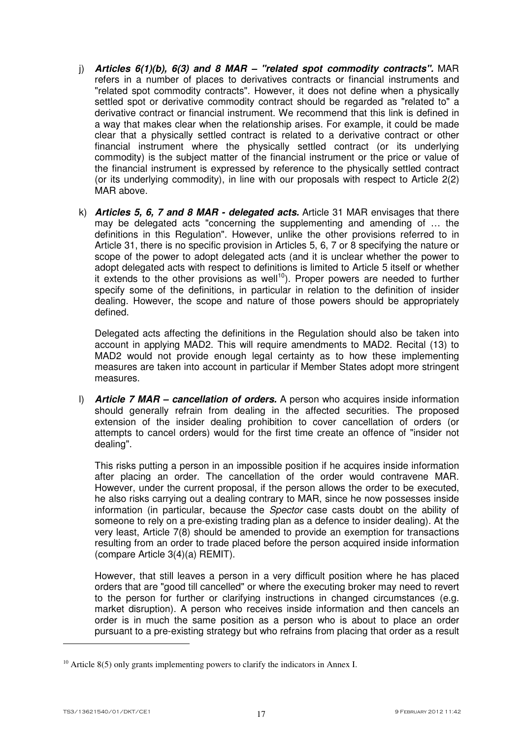j) ***Articles 6(1)(b), 6(3) and 8 MAR – "related spot commodity contracts".*** MAR refers in a number of places to derivatives contracts or financial instruments and "related spot commodity contracts". However, it does not define when a physically settled spot or derivative commodity contract should be regarded as "related to" a derivative contract or financial instrument. We recommend that this link is defined in a way that makes clear when the relationship arises. For example, it could be made clear that a physically settled contract is related to a derivative contract or other financial instrument where the physically settled contract (or its underlying commodity) is the subject matter of the financial instrument or the price or value of the financial instrument is expressed by reference to the physically settled contract (or its underlying commodity), in line with our proposals with respect to Article 2(2) MAR above.

k) ***Articles 5, 6, 7 and 8 MAR - delegated acts.*** Article 31 MAR envisages that there may be delegated acts "concerning the supplementing and amending of … the definitions in this Regulation". However, unlike the other provisions referred to in Article 31, there is no specific provision in Articles 5, 6, 7 or 8 specifying the nature or scope of the power to adopt delegated acts (and it is unclear whether the power to adopt delegated acts with respect to definitions is limited to Article 5 itself or whether it extends to the other provisions as well[10]). Proper powers are needed to further specify some of the definitions, in particular in relation to the definition of insider dealing. However, the scope and nature of those powers should be appropriately defined.

   Delegated acts affecting the definitions in the Regulation should also be taken into account in applying MAD2. This will require amendments to MAD2. Recital (13) to MAD2 would not provide enough legal certainty as to how these implementing measures are taken into account in particular if Member States adopt more stringent measures.

l) ***Article 7 MAR – cancellation of orders.*** A person who acquires inside information should generally refrain from dealing in the affected securities. The proposed extension of the insider dealing prohibition to cover cancellation of orders (or attempts to cancel orders) would for the first time create an offence of "insider not dealing".

   This risks putting a person in an impossible position if he acquires inside information after placing an order. The cancellation of the order would contravene MAR. However, under the current proposal, if the person allows the order to be executed, he also risks carrying out a dealing contrary to MAR, since he now possesses inside information (in particular, because the *Spector* case casts doubt on the ability of someone to rely on a pre-existing trading plan as a defence to insider dealing). At the very least, Article 7(8) should be amended to provide an exemption for transactions resulting from an order to trade placed before the person acquired inside information (compare Article 3(4)(a) REMIT).

   However, that still leaves a person in a very difficult position where he has placed orders that are "good till cancelled" or where the executing broker may need to revert to the person for further or clarifying instructions in changed circumstances (e.g. market disruption). A person who receives inside information and then cancels an order is in much the same position as a person who is about to place an order pursuant to a pre-existing strategy but who refrains from placing that order as a result

[10] Article 8(5) only grants implementing powers to clarify the indicators in Annex I.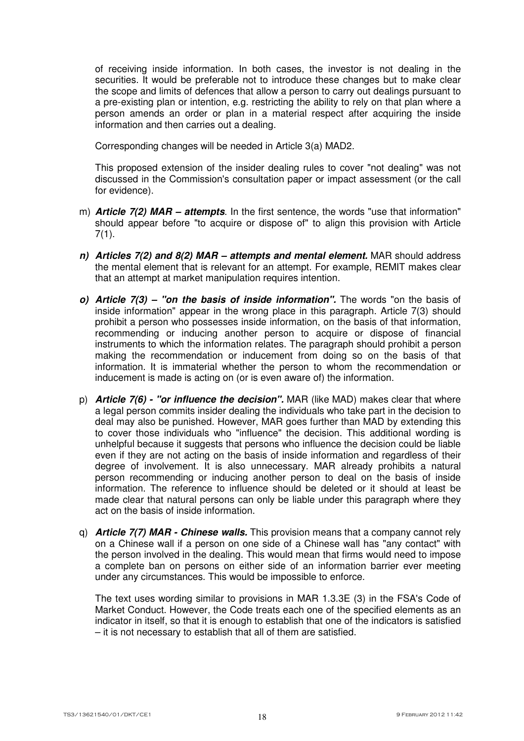of receiving inside information. In both cases, the investor is not dealing in the securities. It would be preferable not to introduce these changes but to make clear the scope and limits of defences that allow a person to carry out dealings pursuant to a pre-existing plan or intention, e.g. restricting the ability to rely on that plan where a person amends an order or plan in a material respect after acquiring the inside information and then carries out a dealing.

Corresponding changes will be needed in Article 3(a) MAD2.

This proposed extension of the insider dealing rules to cover "not dealing" was not discussed in the Commission's consultation paper or impact assessment (or the call for evidence).

m) ***Article 7(2) MAR – attempts***. In the first sentence, the words "use that information" should appear before "to acquire or dispose of" to align this provision with Article 7(1).

n) ***Articles 7(2) and 8(2) MAR – attempts and mental element.*** MAR should address the mental element that is relevant for an attempt. For example, REMIT makes clear that an attempt at market manipulation requires intention.

o) ***Article 7(3) – "on the basis of inside information".*** The words "on the basis of inside information" appear in the wrong place in this paragraph. Article 7(3) should prohibit a person who possesses inside information, on the basis of that information, recommending or inducing another person to acquire or dispose of financial instruments to which the information relates. The paragraph should prohibit a person making the recommendation or inducement from doing so on the basis of that information. It is immaterial whether the person to whom the recommendation or inducement is made is acting on (or is even aware of) the information.

p) ***Article 7(6) - "or influence the decision".*** MAR (like MAD) makes clear that where a legal person commits insider dealing the individuals who take part in the decision to deal may also be punished. However, MAR goes further than MAD by extending this to cover those individuals who "influence" the decision. This additional wording is unhelpful because it suggests that persons who influence the decision could be liable even if they are not acting on the basis of inside information and regardless of their degree of involvement. It is also unnecessary. MAR already prohibits a natural person recommending or inducing another person to deal on the basis of inside information. The reference to influence should be deleted or it should at least be made clear that natural persons can only be liable under this paragraph where they act on the basis of inside information.

q) ***Article 7(7) MAR - Chinese walls.*** This provision means that a company cannot rely on a Chinese wall if a person on one side of a Chinese wall has "any contact" with the person involved in the dealing. This would mean that firms would need to impose a complete ban on persons on either side of an information barrier ever meeting under any circumstances. This would be impossible to enforce.

The text uses wording similar to provisions in MAR 1.3.3E (3) in the FSA's Code of Market Conduct. However, the Code treats each one of the specified elements as an indicator in itself, so that it is enough to establish that one of the indicators is satisfied – it is not necessary to establish that all of them are satisfied.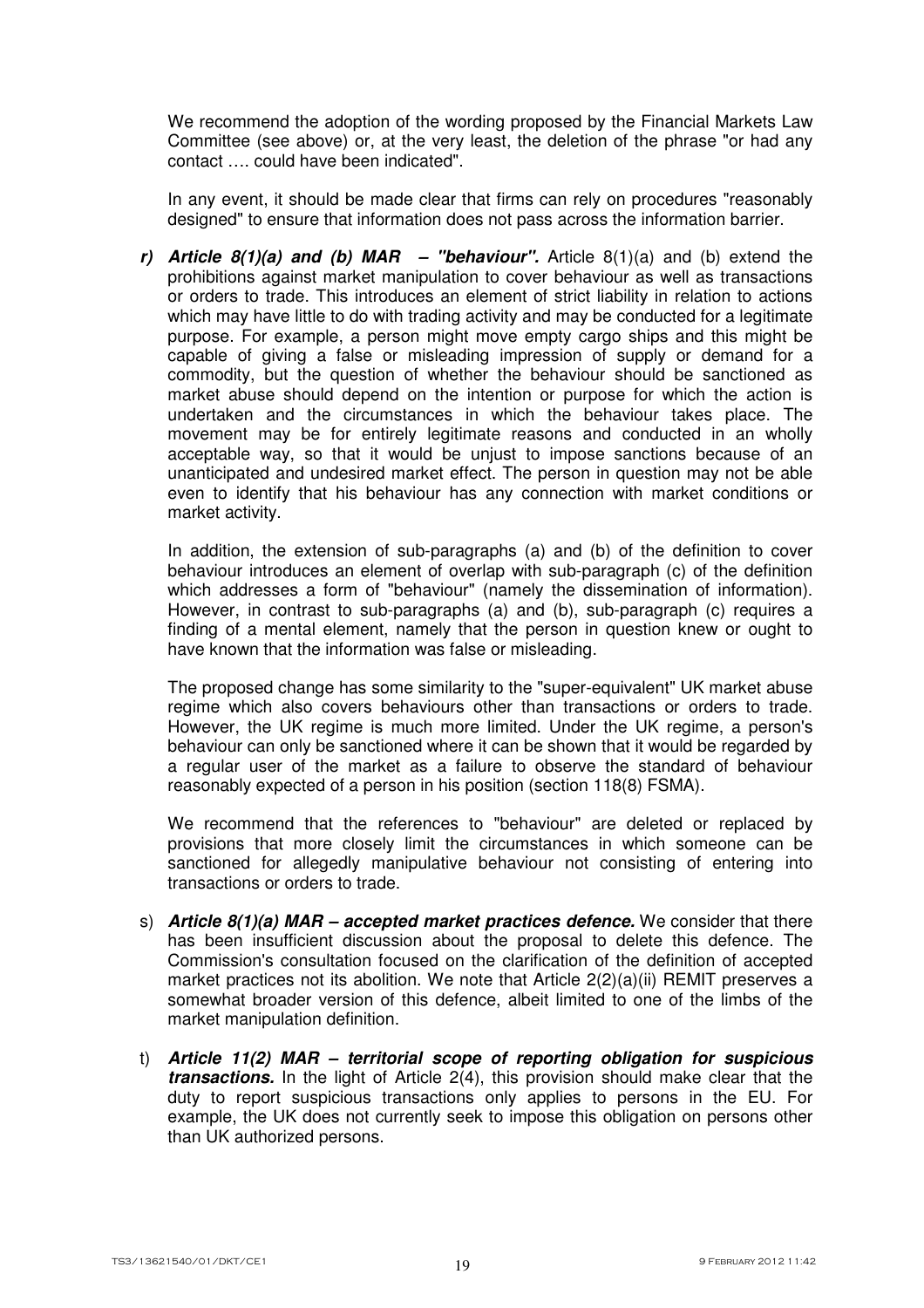We recommend the adoption of the wording proposed by the Financial Markets Law Committee (see above) or, at the very least, the deletion of the phrase "or had any contact …. could have been indicated".

In any event, it should be made clear that firms can rely on procedures "reasonably designed" to ensure that information does not pass across the information barrier.

r) ***Article 8(1)(a) and (b) MAR – "behaviour".*** Article 8(1)(a) and (b) extend the prohibitions against market manipulation to cover behaviour as well as transactions or orders to trade. This introduces an element of strict liability in relation to actions which may have little to do with trading activity and may be conducted for a legitimate purpose. For example, a person might move empty cargo ships and this might be capable of giving a false or misleading impression of supply or demand for a commodity, but the question of whether the behaviour should be sanctioned as market abuse should depend on the intention or purpose for which the action is undertaken and the circumstances in which the behaviour takes place. The movement may be for entirely legitimate reasons and conducted in an wholly acceptable way, so that it would be unjust to impose sanctions because of an unanticipated and undesired market effect. The person in question may not be able even to identify that his behaviour has any connection with market conditions or market activity.

   In addition, the extension of sub-paragraphs (a) and (b) of the definition to cover behaviour introduces an element of overlap with sub-paragraph (c) of the definition which addresses a form of "behaviour" (namely the dissemination of information). However, in contrast to sub-paragraphs (a) and (b), sub-paragraph (c) requires a finding of a mental element, namely that the person in question knew or ought to have known that the information was false or misleading.

   The proposed change has some similarity to the "super-equivalent" UK market abuse regime which also covers behaviours other than transactions or orders to trade. However, the UK regime is much more limited. Under the UK regime, a person's behaviour can only be sanctioned where it can be shown that it would be regarded by a regular user of the market as a failure to observe the standard of behaviour reasonably expected of a person in his position (section 118(8) FSMA).

   We recommend that the references to "behaviour" are deleted or replaced by provisions that more closely limit the circumstances in which someone can be sanctioned for allegedly manipulative behaviour not consisting of entering into transactions or orders to trade.

s) ***Article 8(1)(a) MAR – accepted market practices defence.*** We consider that there has been insufficient discussion about the proposal to delete this defence. The Commission's consultation focused on the clarification of the definition of accepted market practices not its abolition. We note that Article 2(2)(a)(ii) REMIT preserves a somewhat broader version of this defence, albeit limited to one of the limbs of the market manipulation definition.

t) ***Article 11(2) MAR – territorial scope of reporting obligation for suspicious transactions.*** In the light of Article 2(4), this provision should make clear that the duty to report suspicious transactions only applies to persons in the EU. For example, the UK does not currently seek to impose this obligation on persons other than UK authorized persons.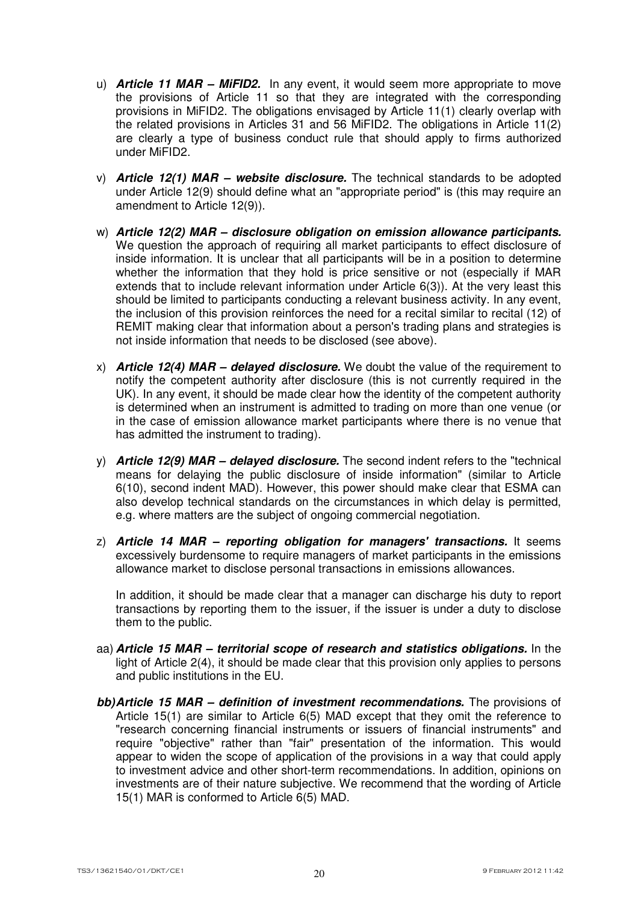u) ***Article 11 MAR – MiFID2.*** In any event, it would seem more appropriate to move the provisions of Article 11 so that they are integrated with the corresponding provisions in MiFID2. The obligations envisaged by Article 11(1) clearly overlap with the related provisions in Articles 31 and 56 MiFID2. The obligations in Article 11(2) are clearly a type of business conduct rule that should apply to firms authorized under MiFID2.

v) ***Article 12(1) MAR – website disclosure.*** The technical standards to be adopted under Article 12(9) should define what an "appropriate period" is (this may require an amendment to Article 12(9)).

w) ***Article 12(2) MAR – disclosure obligation on emission allowance participants.*** We question the approach of requiring all market participants to effect disclosure of inside information. It is unclear that all participants will be in a position to determine whether the information that they hold is price sensitive or not (especially if MAR extends that to include relevant information under Article 6(3)). At the very least this should be limited to participants conducting a relevant business activity. In any event, the inclusion of this provision reinforces the need for a recital similar to recital (12) of REMIT making clear that information about a person's trading plans and strategies is not inside information that needs to be disclosed (see above).

x) ***Article 12(4) MAR – delayed disclosure.*** We doubt the value of the requirement to notify the competent authority after disclosure (this is not currently required in the UK). In any event, it should be made clear how the identity of the competent authority is determined when an instrument is admitted to trading on more than one venue (or in the case of emission allowance market participants where there is no venue that has admitted the instrument to trading).

y) ***Article 12(9) MAR – delayed disclosure.*** The second indent refers to the "technical means for delaying the public disclosure of inside information" (similar to Article 6(10), second indent MAD). However, this power should make clear that ESMA can also develop technical standards on the circumstances in which delay is permitted, e.g. where matters are the subject of ongoing commercial negotiation.

z) ***Article 14 MAR – reporting obligation for managers' transactions.*** It seems excessively burdensome to require managers of market participants in the emissions allowance market to disclose personal transactions in emissions allowances.

   In addition, it should be made clear that a manager can discharge his duty to report transactions by reporting them to the issuer, if the issuer is under a duty to disclose them to the public.

aa) ***Article 15 MAR – territorial scope of research and statistics obligations.*** In the light of Article 2(4), it should be made clear that this provision only applies to persons and public institutions in the EU.

bb) ***Article 15 MAR – definition of investment recommendations.*** The provisions of Article 15(1) are similar to Article 6(5) MAD except that they omit the reference to "research concerning financial instruments or issuers of financial instruments" and require "objective" rather than "fair" presentation of the information. This would appear to widen the scope of application of the provisions in a way that could apply to investment advice and other short-term recommendations. In addition, opinions on investments are of their nature subjective. We recommend that the wording of Article 15(1) MAR is conformed to Article 6(5) MAD.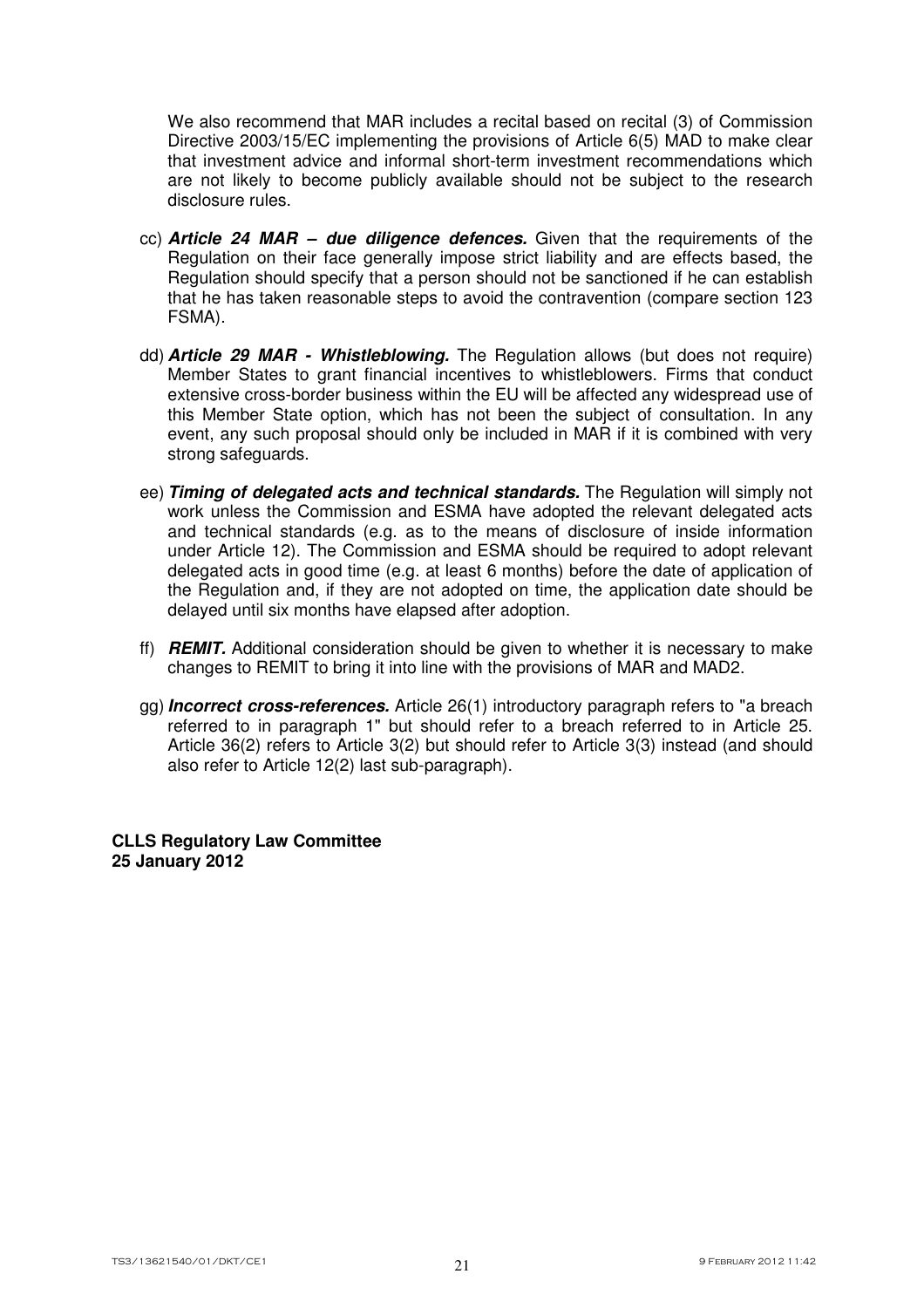We also recommend that MAR includes a recital based on recital (3) of Commission Directive 2003/15/EC implementing the provisions of Article 6(5) MAD to make clear that investment advice and informal short-term investment recommendations which are not likely to become publicly available should not be subject to the research disclosure rules.

cc) ***Article 24 MAR – due diligence defences.*** Given that the requirements of the Regulation on their face generally impose strict liability and are effects based, the Regulation should specify that a person should not be sanctioned if he can establish that he has taken reasonable steps to avoid the contravention (compare section 123 FSMA).

dd) ***Article 29 MAR - Whistleblowing.*** The Regulation allows (but does not require) Member States to grant financial incentives to whistleblowers. Firms that conduct extensive cross-border business within the EU will be affected any widespread use of this Member State option, which has not been the subject of consultation. In any event, any such proposal should only be included in MAR if it is combined with very strong safeguards.

ee) ***Timing of delegated acts and technical standards.*** The Regulation will simply not work unless the Commission and ESMA have adopted the relevant delegated acts and technical standards (e.g. as to the means of disclosure of inside information under Article 12). The Commission and ESMA should be required to adopt relevant delegated acts in good time (e.g. at least 6 months) before the date of application of the Regulation and, if they are not adopted on time, the application date should be delayed until six months have elapsed after adoption.

ff) ***REMIT.*** Additional consideration should be given to whether it is necessary to make changes to REMIT to bring it into line with the provisions of MAR and MAD2.

gg) ***Incorrect cross-references.*** Article 26(1) introductory paragraph refers to "a breach referred to in paragraph 1" but should refer to a breach referred to in Article 25. Article 36(2) refers to Article 3(2) but should refer to Article 3(3) instead (and should also refer to Article 12(2) last sub-paragraph).

**CLLS Regulatory Law Committee**
**25 January 2012**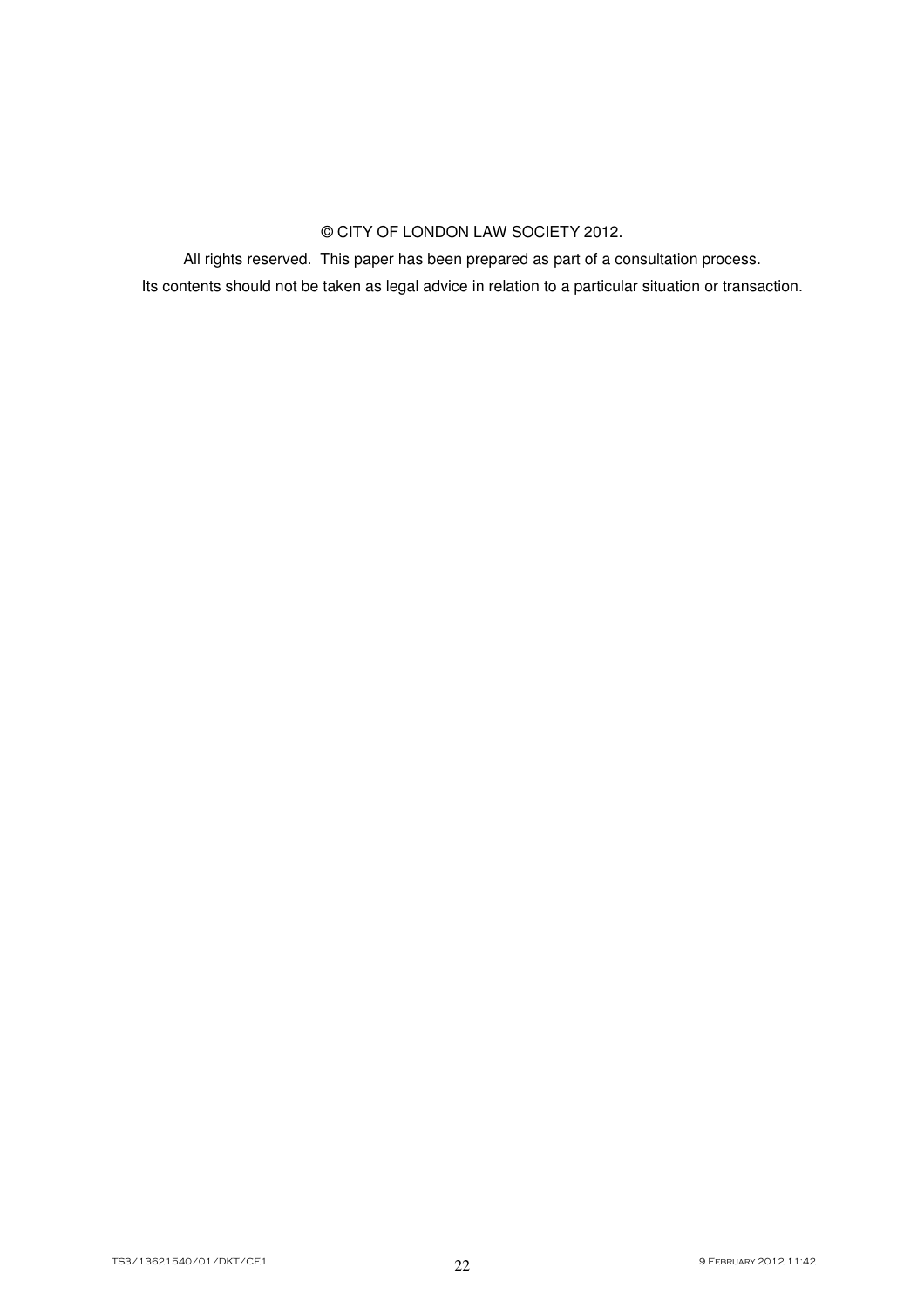© CITY OF LONDON LAW SOCIETY 2012.

All rights reserved. This paper has been prepared as part of a consultation process.

Its contents should not be taken as legal advice in relation to a particular situation or transaction.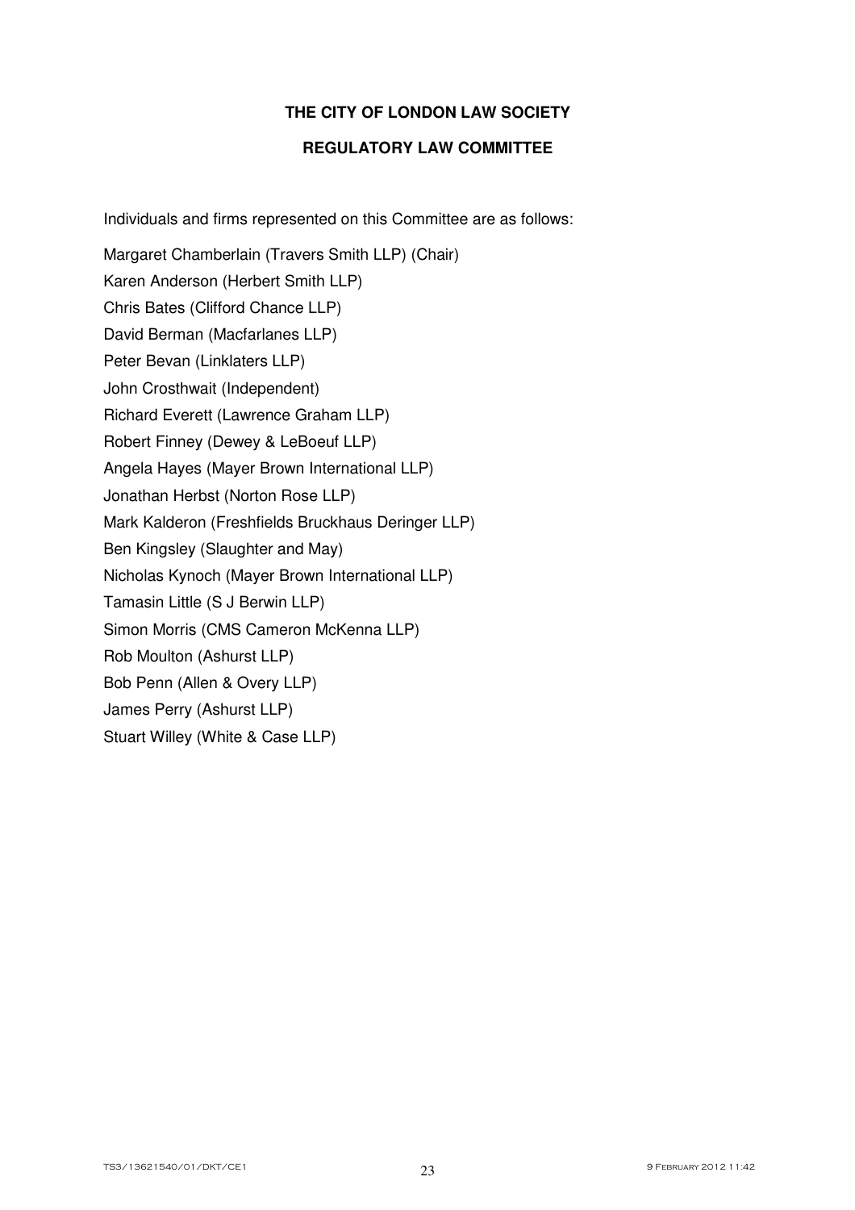**THE CITY OF LONDON LAW SOCIETY**

**REGULATORY LAW COMMITTEE**

Individuals and firms represented on this Committee are as follows:

Margaret Chamberlain (Travers Smith LLP) (Chair)
Karen Anderson (Herbert Smith LLP)
Chris Bates (Clifford Chance LLP)
David Berman (Macfarlanes LLP)
Peter Bevan (Linklaters LLP)
John Crosthwait (Independent)
Richard Everett (Lawrence Graham LLP)
Robert Finney (Dewey & LeBoeuf LLP)
Angela Hayes (Mayer Brown International LLP)
Jonathan Herbst (Norton Rose LLP)
Mark Kalderon (Freshfields Bruckhaus Deringer LLP)
Ben Kingsley (Slaughter and May)
Nicholas Kynoch (Mayer Brown International LLP)
Tamasin Little (S J Berwin LLP)
Simon Morris (CMS Cameron McKenna LLP)
Rob Moulton (Ashurst LLP)
Bob Penn (Allen & Overy LLP)
James Perry (Ashurst LLP)
Stuart Willey (White & Case LLP)